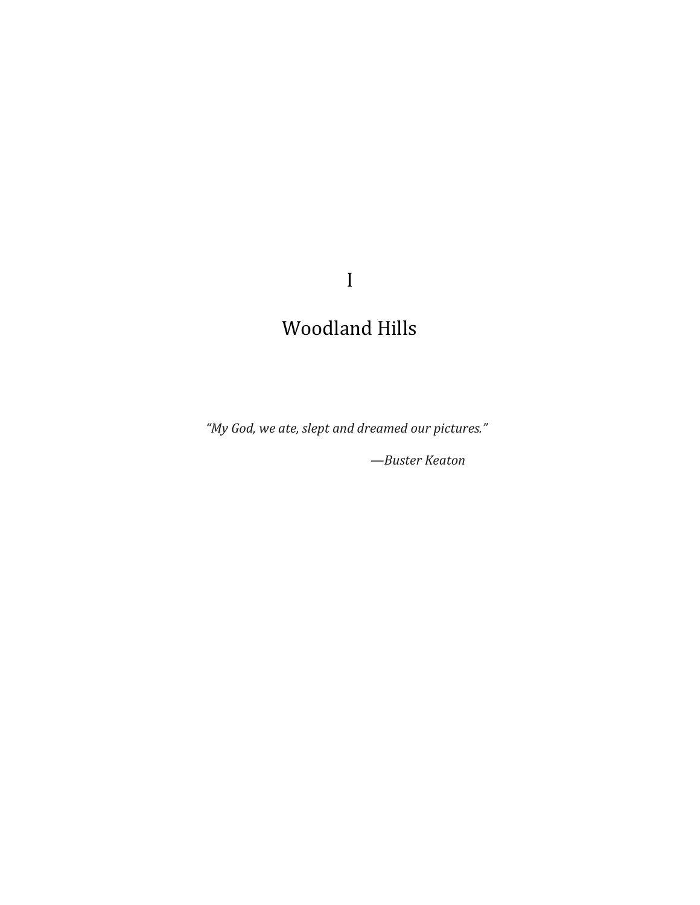# I

# Woodland Hills

*"My God, we ate, slept and dreamed our pictures."*

*—Buster Keaton*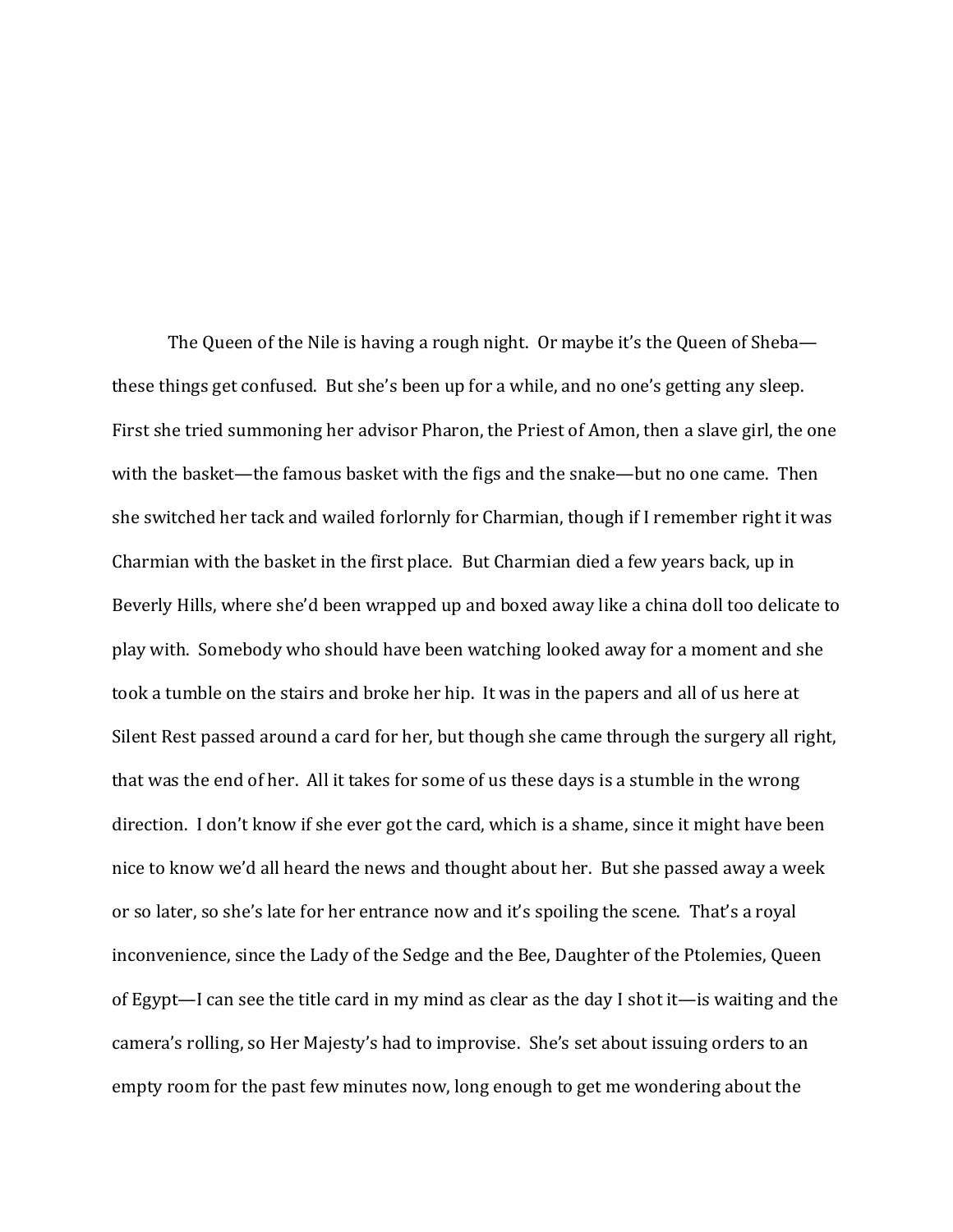The Queen of the Nile is having a rough night. Or maybe it's the Queen of Sheba—these things get confused. But she's been up for a while, and no one's getting any sleep. First she tried summoning her advisor Pharon, the Priest of Amon, then a slave girl, the one with the basket—the famous basket with the figs and the snake—but no one came. Then she switched her tack and wailed forlornly for Charmian, though if I remember right it was Charmian with the basket in the first place. But Charmian died a few years back, up in Beverly Hills, where she'd been wrapped up and boxed away like a china doll too delicate to play with. Somebody who should have been watching looked away for a moment and she took a tumble on the stairs and broke her hip. It was in the papers and all of us here at Silent Rest passed around a card for her, but though she came through the surgery all right, that was the end of her. All it takes for some of us these days is a stumble in the wrong direction. I don't know if she ever got the card, which is a shame, since it might have been nice to know we'd all heard the news and thought about her. But she passed away a week or so later, so she's late for her entrance now and it's spoiling the scene. That's a royal inconvenience, since the Lady of the Sedge and the Bee, Daughter of the Ptolemies, Queen of Egypt—I can see the title card in my mind as clear as the day I shot it—is waiting and the camera's rolling, so Her Majesty's had to improvise. She's set about issuing orders to an empty room for the past few minutes now, long enough to get me wondering about the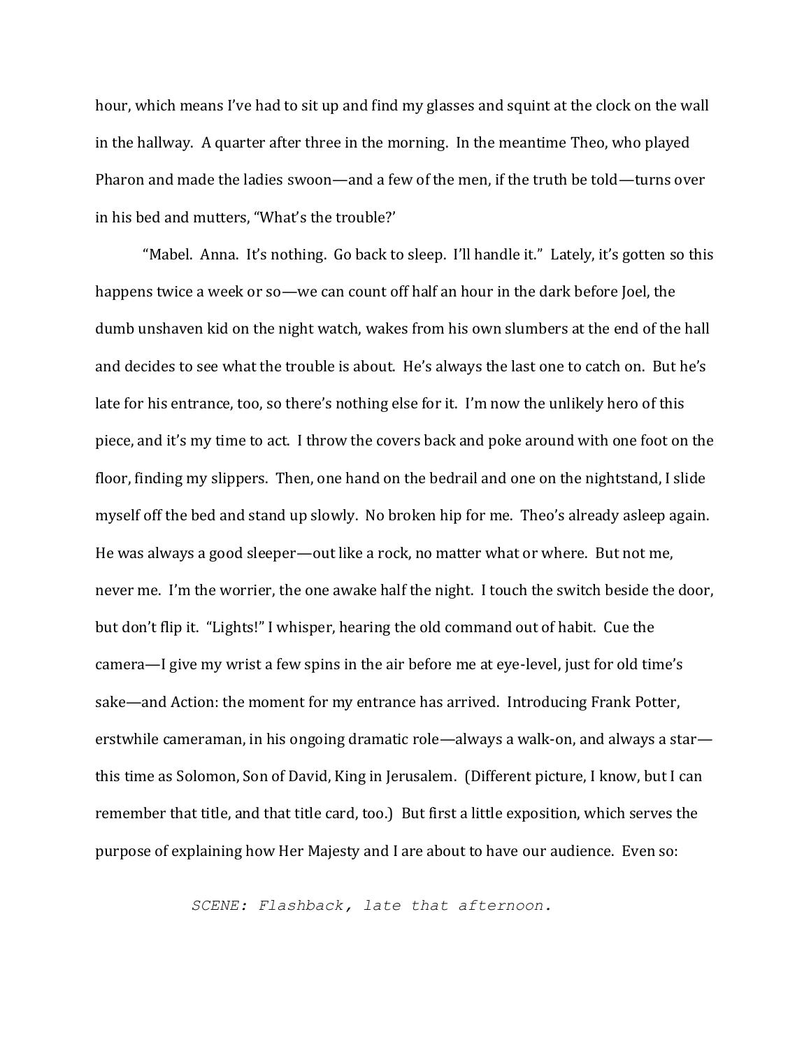hour, which means I've had to sit up and find my glasses and squint at the clock on the wall in the hallway. A quarter after three in the morning. In the meantime Theo, who played Pharon and made the ladies swoon—and a few of the men, if the truth be told—turns over in his bed and mutters, "What's the trouble?'

"Mabel. Anna. It's nothing. Go back to sleep. I'll handle it." Lately, it's gotten so this happens twice a week or so—we can count off half an hour in the dark before Joel, the dumb unshaven kid on the night watch, wakes from his own slumbers at the end of the hall and decides to see what the trouble is about. He's always the last one to catch on. But he's late for his entrance, too, so there's nothing else for it. I'm now the unlikely hero of this piece, and it's my time to act. I throw the covers back and poke around with one foot on the floor, finding my slippers. Then, one hand on the bedrail and one on the nightstand, I slide myself off the bed and stand up slowly. No broken hip for me. Theo's already asleep again. He was always a good sleeper—out like a rock, no matter what or where. But not me, never me. I'm the worrier, the one awake half the night. I touch the switch beside the door, but don't flip it. "Lights!" I whisper, hearing the old command out of habit. Cue the camera—I give my wrist a few spins in the air before me at eye-level, just for old time's sake—and Action: the moment for my entrance has arrived. Introducing Frank Potter, erstwhile cameraman, in his ongoing dramatic role—always a walk-on, and always a star—this time as Solomon, Son of David, King in Jerusalem. (Different picture, I know, but I can remember that title, and that title card, too.) But first a little exposition, which serves the purpose of explaining how Her Majesty and I are about to have our audience. Even so:

*SCENE: Flashback, late that afternoon.*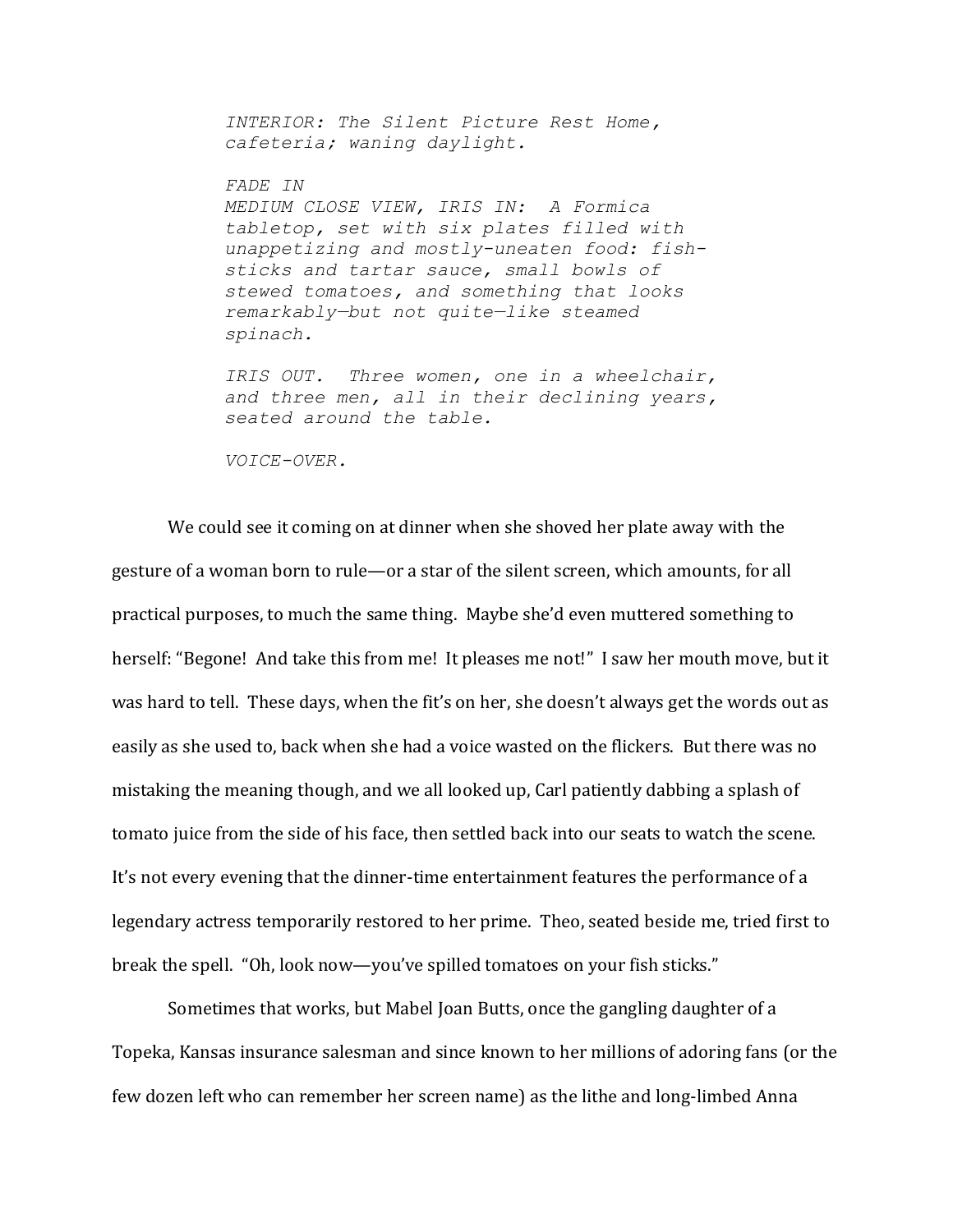*INTERIOR: The Silent Picture Rest Home, cafeteria; waning daylight.*

*FADE IN*
*MEDIUM CLOSE VIEW, IRIS IN: A Formica tabletop, set with six plates filled with unappetizing and mostly-uneaten food: fish-sticks and tartar sauce, small bowls of stewed tomatoes, and something that looks remarkably—but not quite—like steamed spinach.*

*IRIS OUT. Three women, one in a wheelchair, and three men, all in their declining years, seated around the table.*

*VOICE-OVER.*

We could see it coming on at dinner when she shoved her plate away with the gesture of a woman born to rule—or a star of the silent screen, which amounts, for all practical purposes, to much the same thing. Maybe she'd even muttered something to herself: "Begone! And take this from me! It pleases me not!" I saw her mouth move, but it was hard to tell. These days, when the fit's on her, she doesn't always get the words out as easily as she used to, back when she had a voice wasted on the flickers. But there was no mistaking the meaning though, and we all looked up, Carl patiently dabbing a splash of tomato juice from the side of his face, then settled back into our seats to watch the scene. It's not every evening that the dinner-time entertainment features the performance of a legendary actress temporarily restored to her prime. Theo, seated beside me, tried first to break the spell. "Oh, look now—you've spilled tomatoes on your fish sticks."

Sometimes that works, but Mabel Joan Butts, once the gangling daughter of a Topeka, Kansas insurance salesman and since known to her millions of adoring fans (or the few dozen left who can remember her screen name) as the lithe and long-limbed Anna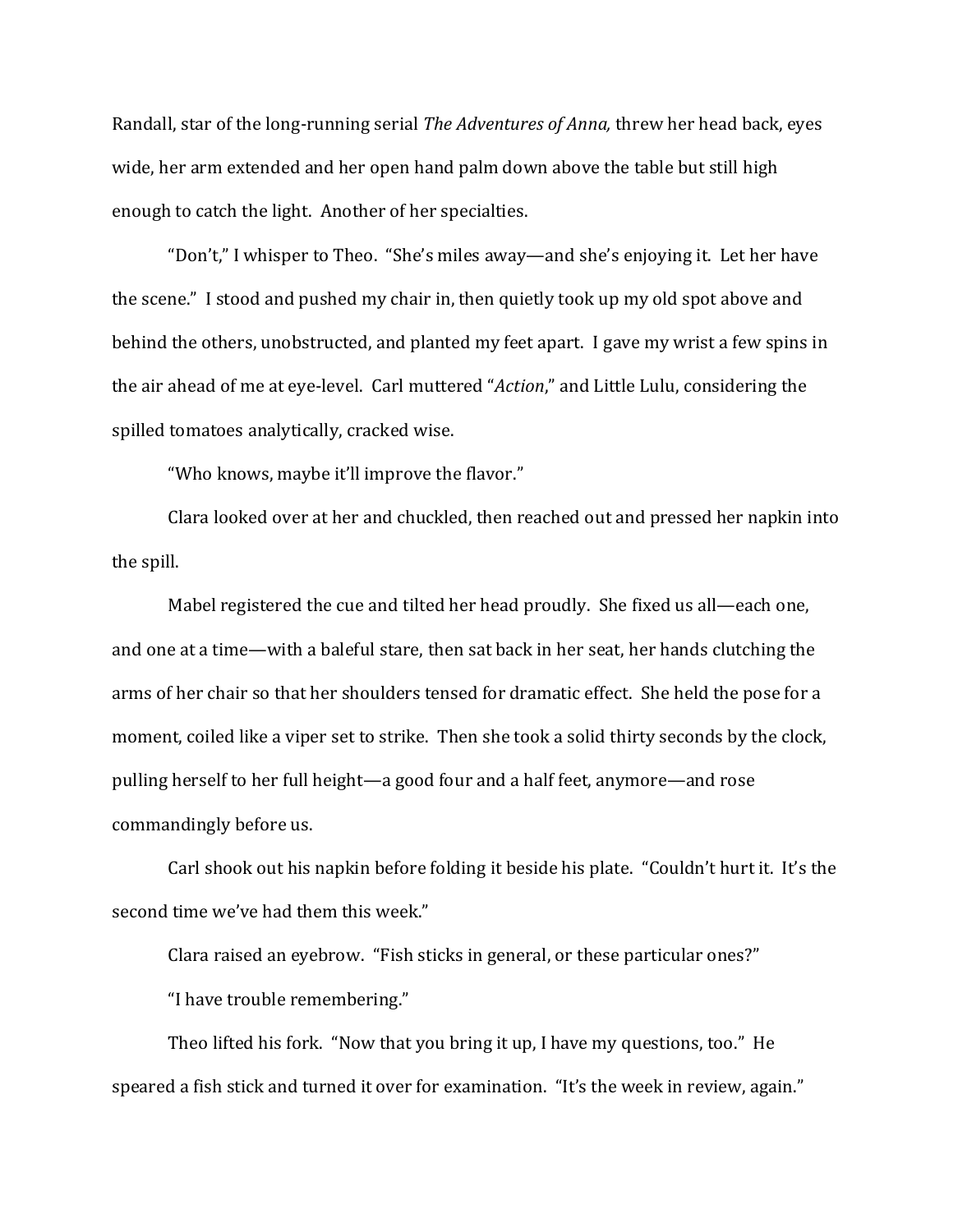Randall, star of the long-running serial *The Adventures of Anna,* threw her head back, eyes wide, her arm extended and her open hand palm down above the table but still high enough to catch the light. Another of her specialties.

"Don't," I whisper to Theo. "She's miles away—and she's enjoying it. Let her have the scene." I stood and pushed my chair in, then quietly took up my old spot above and behind the others, unobstructed, and planted my feet apart. I gave my wrist a few spins in the air ahead of me at eye-level. Carl muttered "*Action*," and Little Lulu, considering the spilled tomatoes analytically, cracked wise.

"Who knows, maybe it'll improve the flavor."

Clara looked over at her and chuckled, then reached out and pressed her napkin into the spill.

Mabel registered the cue and tilted her head proudly. She fixed us all—each one, and one at a time—with a baleful stare, then sat back in her seat, her hands clutching the arms of her chair so that her shoulders tensed for dramatic effect. She held the pose for a moment, coiled like a viper set to strike. Then she took a solid thirty seconds by the clock, pulling herself to her full height—a good four and a half feet, anymore—and rose commandingly before us.

Carl shook out his napkin before folding it beside his plate. "Couldn't hurt it. It's the second time we've had them this week."

Clara raised an eyebrow. "Fish sticks in general, or these particular ones?"

"I have trouble remembering."

Theo lifted his fork. "Now that you bring it up, I have my questions, too." He speared a fish stick and turned it over for examination. "It's the week in review, again."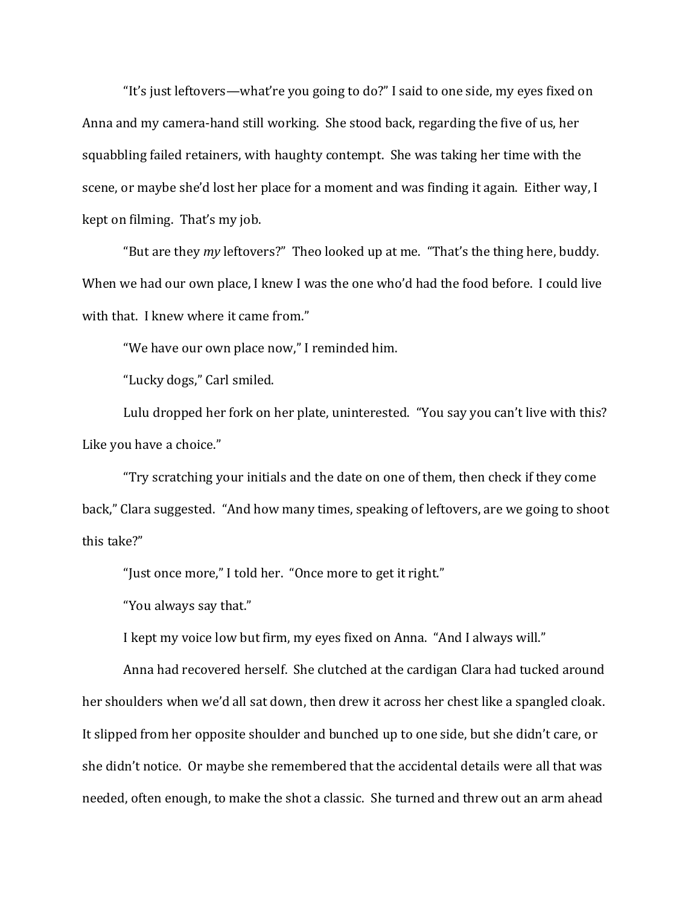"It's just leftovers—what're you going to do?" I said to one side, my eyes fixed on Anna and my camera-hand still working. She stood back, regarding the five of us, her squabbling failed retainers, with haughty contempt. She was taking her time with the scene, or maybe she'd lost her place for a moment and was finding it again. Either way, I kept on filming. That's my job.

"But are they *my* leftovers?" Theo looked up at me. "That's the thing here, buddy. When we had our own place, I knew I was the one who'd had the food before. I could live with that. I knew where it came from."

"We have our own place now," I reminded him.

"Lucky dogs," Carl smiled.

Lulu dropped her fork on her plate, uninterested. "You say you can't live with this? Like you have a choice."

"Try scratching your initials and the date on one of them, then check if they come back," Clara suggested. "And how many times, speaking of leftovers, are we going to shoot this take?"

"Just once more," I told her. "Once more to get it right."

"You always say that."

I kept my voice low but firm, my eyes fixed on Anna. "And I always will."

Anna had recovered herself. She clutched at the cardigan Clara had tucked around her shoulders when we'd all sat down, then drew it across her chest like a spangled cloak. It slipped from her opposite shoulder and bunched up to one side, but she didn't care, or she didn't notice. Or maybe she remembered that the accidental details were all that was needed, often enough, to make the shot a classic. She turned and threw out an arm ahead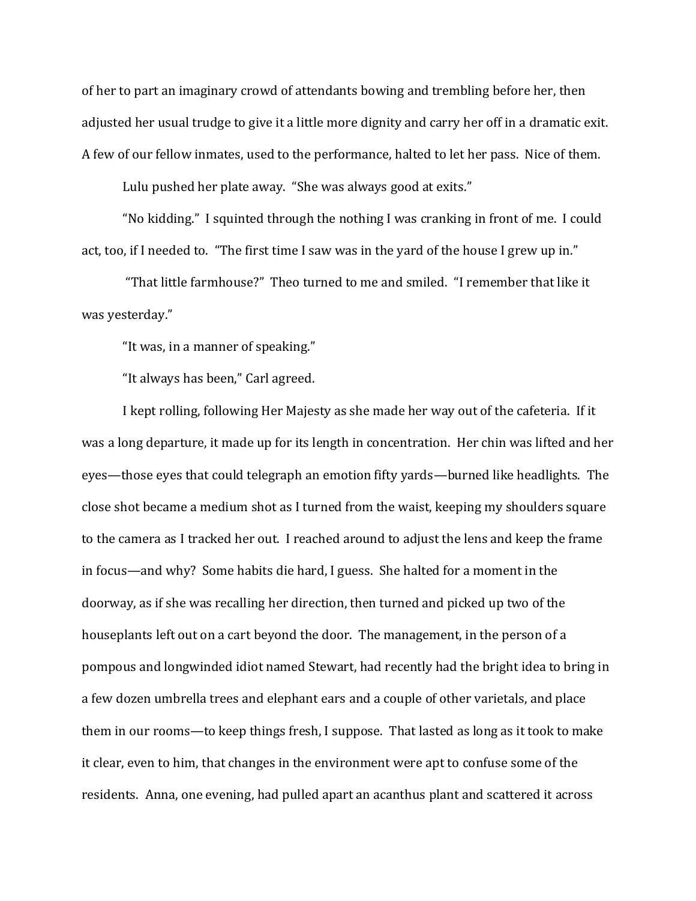of her to part an imaginary crowd of attendants bowing and trembling before her, then adjusted her usual trudge to give it a little more dignity and carry her off in a dramatic exit. A few of our fellow inmates, used to the performance, halted to let her pass. Nice of them.

Lulu pushed her plate away. "She was always good at exits."

"No kidding." I squinted through the nothing I was cranking in front of me. I could act, too, if I needed to. "The first time I saw was in the yard of the house I grew up in."

"That little farmhouse?" Theo turned to me and smiled. "I remember that like it was yesterday."

"It was, in a manner of speaking."

"It always has been," Carl agreed.

I kept rolling, following Her Majesty as she made her way out of the cafeteria. If it was a long departure, it made up for its length in concentration. Her chin was lifted and her eyes—those eyes that could telegraph an emotion fifty yards—burned like headlights. The close shot became a medium shot as I turned from the waist, keeping my shoulders square to the camera as I tracked her out. I reached around to adjust the lens and keep the frame in focus—and why? Some habits die hard, I guess. She halted for a moment in the doorway, as if she was recalling her direction, then turned and picked up two of the houseplants left out on a cart beyond the door. The management, in the person of a pompous and longwinded idiot named Stewart, had recently had the bright idea to bring in a few dozen umbrella trees and elephant ears and a couple of other varietals, and place them in our rooms—to keep things fresh, I suppose. That lasted as long as it took to make it clear, even to him, that changes in the environment were apt to confuse some of the residents. Anna, one evening, had pulled apart an acanthus plant and scattered it across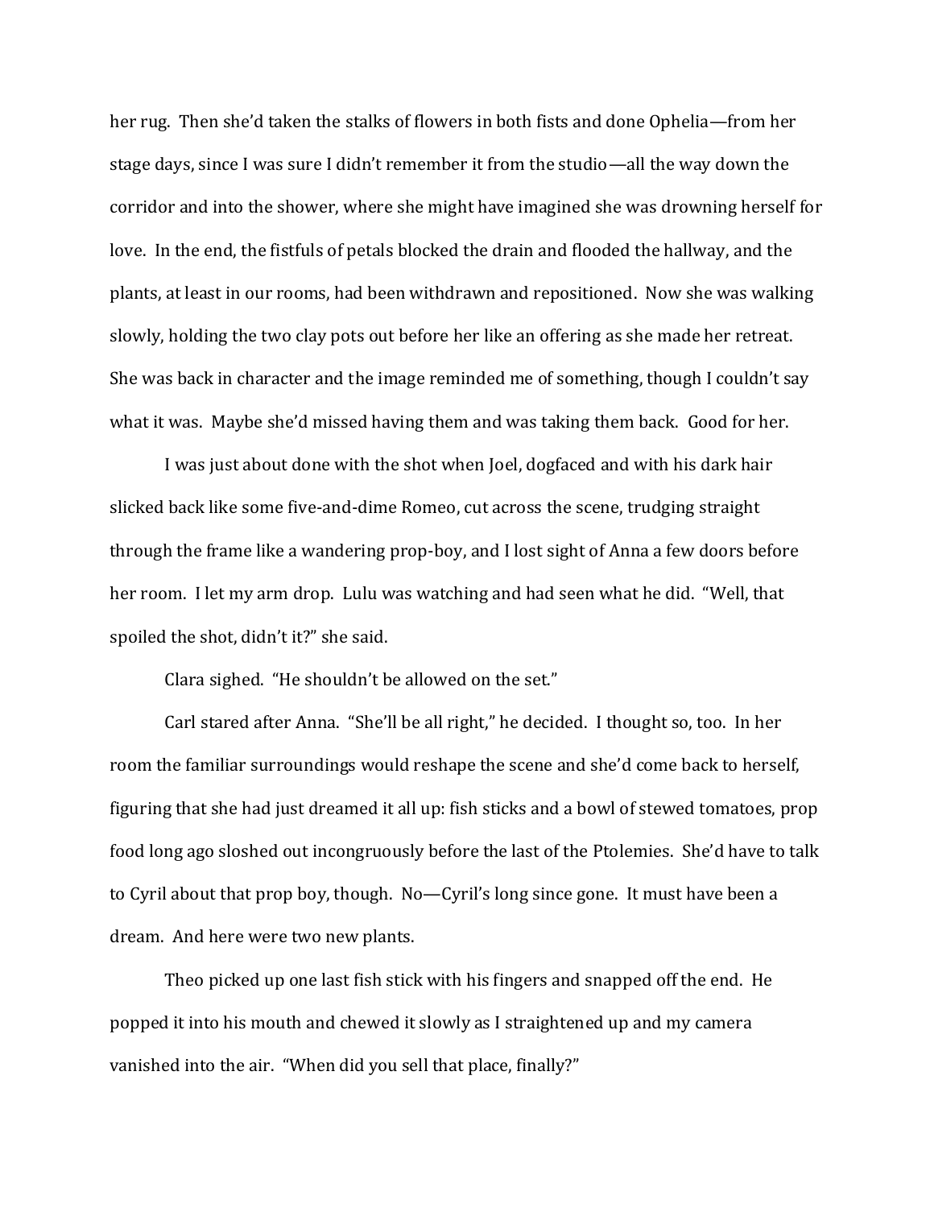her rug. Then she'd taken the stalks of flowers in both fists and done Ophelia—from her stage days, since I was sure I didn't remember it from the studio—all the way down the corridor and into the shower, where she might have imagined she was drowning herself for love. In the end, the fistfuls of petals blocked the drain and flooded the hallway, and the plants, at least in our rooms, had been withdrawn and repositioned. Now she was walking slowly, holding the two clay pots out before her like an offering as she made her retreat. She was back in character and the image reminded me of something, though I couldn't say what it was. Maybe she'd missed having them and was taking them back. Good for her.

I was just about done with the shot when Joel, dogfaced and with his dark hair slicked back like some five-and-dime Romeo, cut across the scene, trudging straight through the frame like a wandering prop-boy, and I lost sight of Anna a few doors before her room. I let my arm drop. Lulu was watching and had seen what he did. "Well, that spoiled the shot, didn't it?" she said.

Clara sighed. "He shouldn't be allowed on the set."

Carl stared after Anna. "She'll be all right," he decided. I thought so, too. In her room the familiar surroundings would reshape the scene and she'd come back to herself, figuring that she had just dreamed it all up: fish sticks and a bowl of stewed tomatoes, prop food long ago sloshed out incongruously before the last of the Ptolemies. She'd have to talk to Cyril about that prop boy, though. No—Cyril's long since gone. It must have been a dream. And here were two new plants.

Theo picked up one last fish stick with his fingers and snapped off the end. He popped it into his mouth and chewed it slowly as I straightened up and my camera vanished into the air. "When did you sell that place, finally?"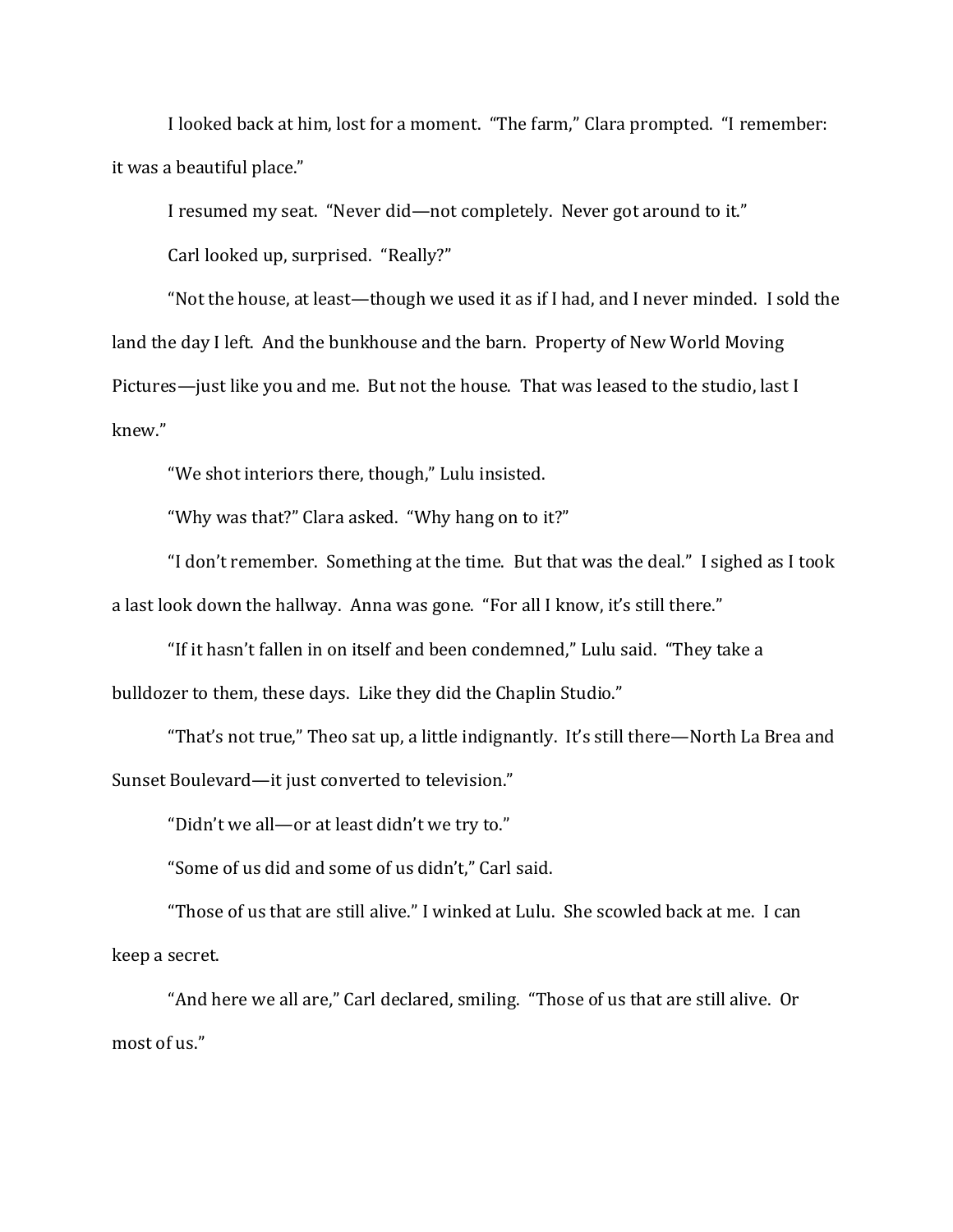I looked back at him, lost for a moment. "The farm," Clara prompted. "I remember: it was a beautiful place."

I resumed my seat. "Never did—not completely. Never got around to it."

Carl looked up, surprised. "Really?"

"Not the house, at least—though we used it as if I had, and I never minded. I sold the land the day I left. And the bunkhouse and the barn. Property of New World Moving Pictures—just like you and me. But not the house. That was leased to the studio, last I knew."

"We shot interiors there, though," Lulu insisted.

"Why was that?" Clara asked. "Why hang on to it?"

"I don't remember. Something at the time. But that was the deal." I sighed as I took a last look down the hallway. Anna was gone. "For all I know, it's still there."

"If it hasn't fallen in on itself and been condemned," Lulu said. "They take a bulldozer to them, these days. Like they did the Chaplin Studio."

"That's not true," Theo sat up, a little indignantly. It's still there—North La Brea and Sunset Boulevard—it just converted to television."

"Didn't we all—or at least didn't we try to."

"Some of us did and some of us didn't," Carl said.

"Those of us that are still alive." I winked at Lulu. She scowled back at me. I can keep a secret.

"And here we all are," Carl declared, smiling. "Those of us that are still alive. Or most of us."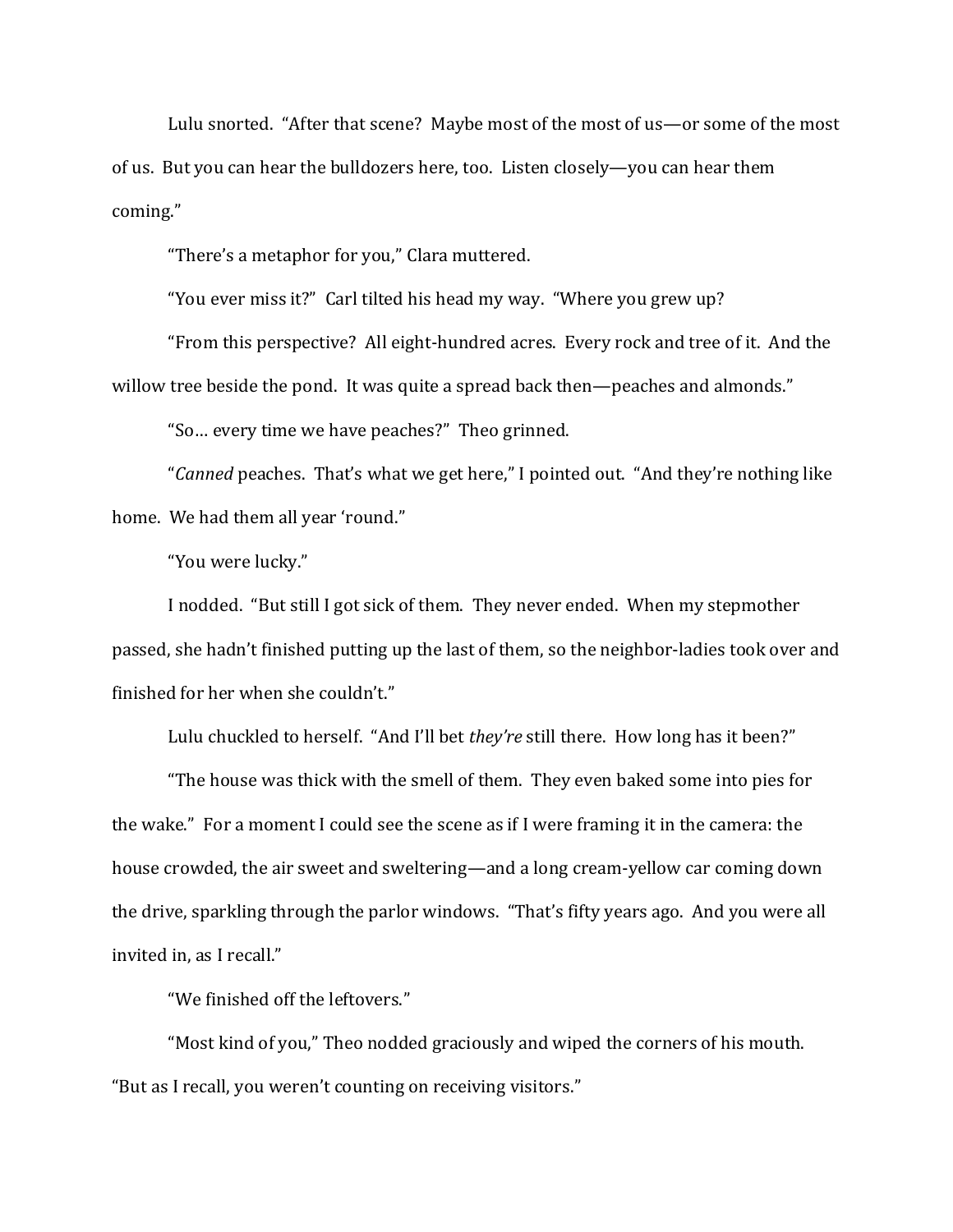Lulu snorted. "After that scene? Maybe most of the most of us—or some of the most of us. But you can hear the bulldozers here, too. Listen closely—you can hear them coming."

"There's a metaphor for you," Clara muttered.

"You ever miss it?" Carl tilted his head my way. "Where you grew up?

"From this perspective? All eight-hundred acres. Every rock and tree of it. And the willow tree beside the pond. It was quite a spread back then—peaches and almonds."

"So… every time we have peaches?" Theo grinned.

"*Canned* peaches. That's what we get here," I pointed out. "And they're nothing like home. We had them all year 'round."

"You were lucky."

I nodded. "But still I got sick of them. They never ended. When my stepmother passed, she hadn't finished putting up the last of them, so the neighbor-ladies took over and finished for her when she couldn't."

Lulu chuckled to herself. "And I'll bet *they're* still there. How long has it been?"

"The house was thick with the smell of them. They even baked some into pies for the wake." For a moment I could see the scene as if I were framing it in the camera: the house crowded, the air sweet and sweltering—and a long cream-yellow car coming down the drive, sparkling through the parlor windows. "That's fifty years ago. And you were all invited in, as I recall."

"We finished off the leftovers."

"Most kind of you," Theo nodded graciously and wiped the corners of his mouth. "But as I recall, you weren't counting on receiving visitors."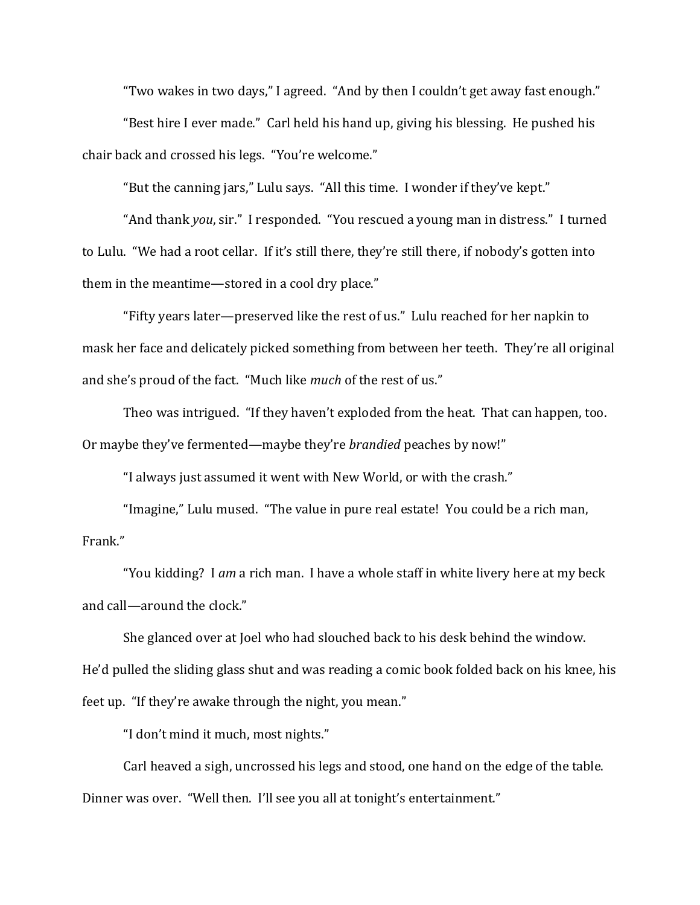"Two wakes in two days," I agreed. "And by then I couldn't get away fast enough."

"Best hire I ever made." Carl held his hand up, giving his blessing. He pushed his chair back and crossed his legs. "You're welcome."

"But the canning jars," Lulu says. "All this time. I wonder if they've kept."

"And thank *you*, sir." I responded. "You rescued a young man in distress." I turned to Lulu. "We had a root cellar. If it's still there, they're still there, if nobody's gotten into them in the meantime—stored in a cool dry place."

"Fifty years later—preserved like the rest of us." Lulu reached for her napkin to mask her face and delicately picked something from between her teeth. They're all original and she's proud of the fact. "Much like *much* of the rest of us."

Theo was intrigued. "If they haven't exploded from the heat. That can happen, too. Or maybe they've fermented—maybe they're *brandied* peaches by now!"

"I always just assumed it went with New World, or with the crash."

"Imagine," Lulu mused. "The value in pure real estate! You could be a rich man, Frank."

"You kidding? I *am* a rich man. I have a whole staff in white livery here at my beck and call—around the clock."

She glanced over at Joel who had slouched back to his desk behind the window. He'd pulled the sliding glass shut and was reading a comic book folded back on his knee, his feet up. "If they're awake through the night, you mean."

"I don't mind it much, most nights."

Carl heaved a sigh, uncrossed his legs and stood, one hand on the edge of the table. Dinner was over. "Well then. I'll see you all at tonight's entertainment."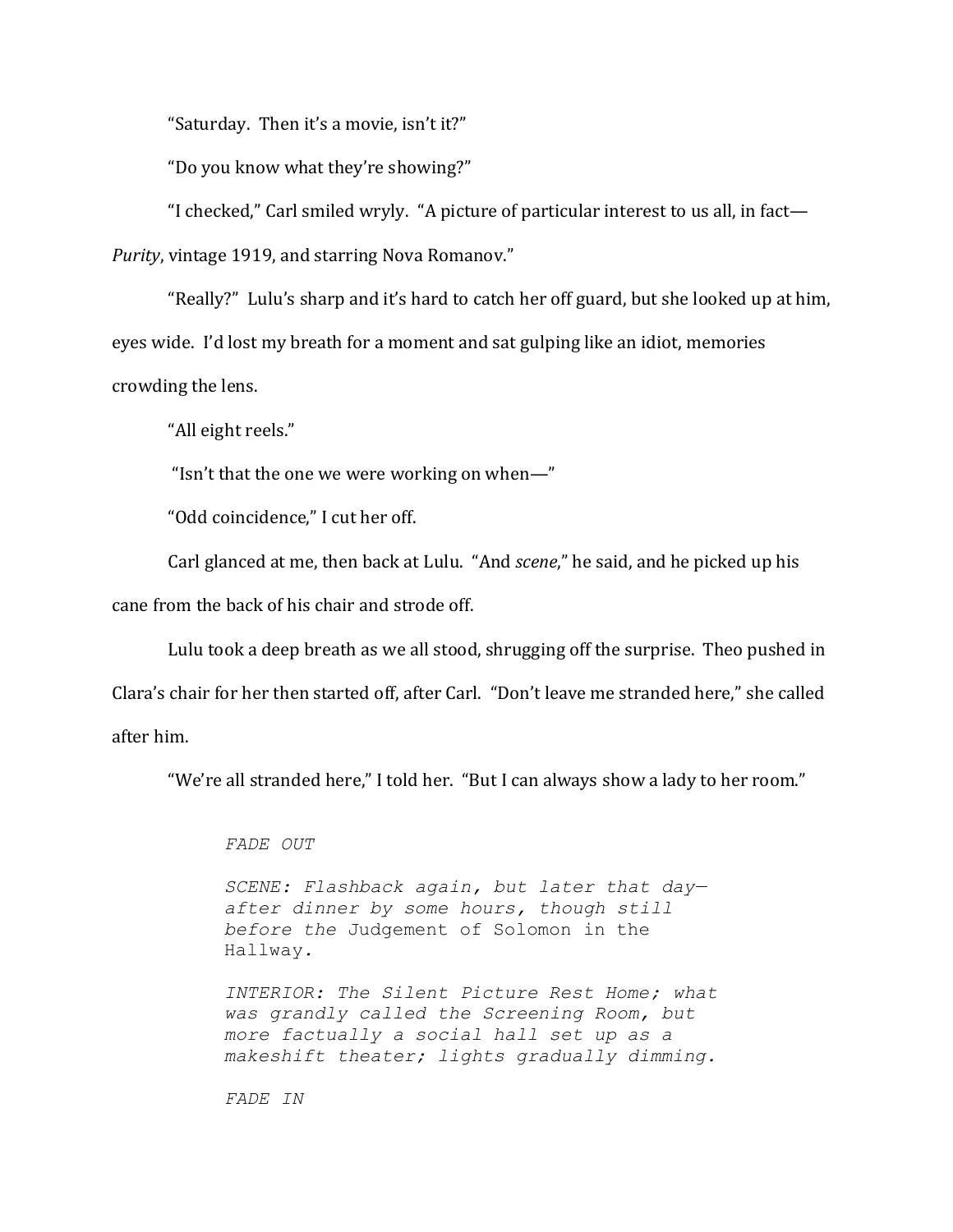"Saturday. Then it's a movie, isn't it?"

"Do you know what they're showing?"

"I checked," Carl smiled wryly. "A picture of particular interest to us all, in fact—*Purity*, vintage 1919, and starring Nova Romanov."

"Really?" Lulu's sharp and it's hard to catch her off guard, but she looked up at him, eyes wide. I'd lost my breath for a moment and sat gulping like an idiot, memories crowding the lens.

"All eight reels."

"Isn't that the one we were working on when—"

"Odd coincidence," I cut her off.

Carl glanced at me, then back at Lulu. "And *scene*," he said, and he picked up his cane from the back of his chair and strode off.

Lulu took a deep breath as we all stood, shrugging off the surprise. Theo pushed in Clara's chair for her then started off, after Carl. "Don't leave me stranded here," she called after him.

"We're all stranded here," I told her. "But I can always show a lady to her room."

> *FADE OUT*
>
> *SCENE: Flashback again, but later that day—after dinner by some hours, though still before the* Judgement of Solomon *in the Hallway.*
>
> *INTERIOR: The Silent Picture Rest Home; what was grandly called the Screening Room, but more factually a social hall set up as a makeshift theater; lights gradually dimming.*
>
> *FADE IN*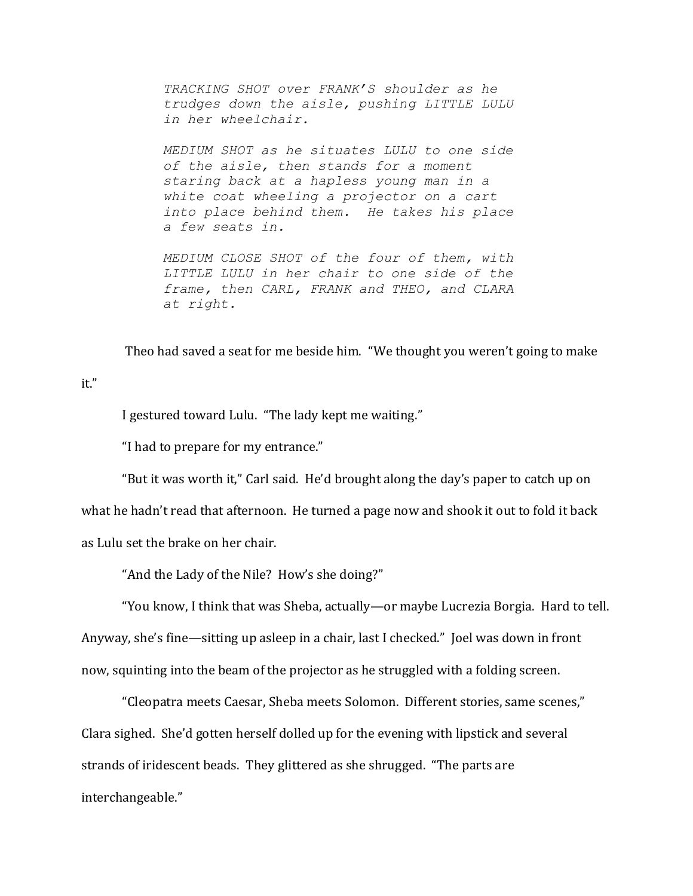*TRACKING SHOT over FRANK'S shoulder as he trudges down the aisle, pushing LITTLE LULU in her wheelchair.*

*MEDIUM SHOT as he situates LULU to one side of the aisle, then stands for a moment staring back at a hapless young man in a white coat wheeling a projector on a cart into place behind them. He takes his place a few seats in.*

*MEDIUM CLOSE SHOT of the four of them, with LITTLE LULU in her chair to one side of the frame, then CARL, FRANK and THEO, and CLARA at right.*

Theo had saved a seat for me beside him. "We thought you weren't going to make it."

I gestured toward Lulu. "The lady kept me waiting."

"I had to prepare for my entrance."

"But it was worth it," Carl said. He'd brought along the day's paper to catch up on what he hadn't read that afternoon. He turned a page now and shook it out to fold it back as Lulu set the brake on her chair.

"And the Lady of the Nile? How's she doing?"

"You know, I think that was Sheba, actually—or maybe Lucrezia Borgia. Hard to tell. Anyway, she's fine—sitting up asleep in a chair, last I checked." Joel was down in front now, squinting into the beam of the projector as he struggled with a folding screen.

"Cleopatra meets Caesar, Sheba meets Solomon. Different stories, same scenes," Clara sighed. She'd gotten herself dolled up for the evening with lipstick and several strands of iridescent beads. They glittered as she shrugged. "The parts are interchangeable."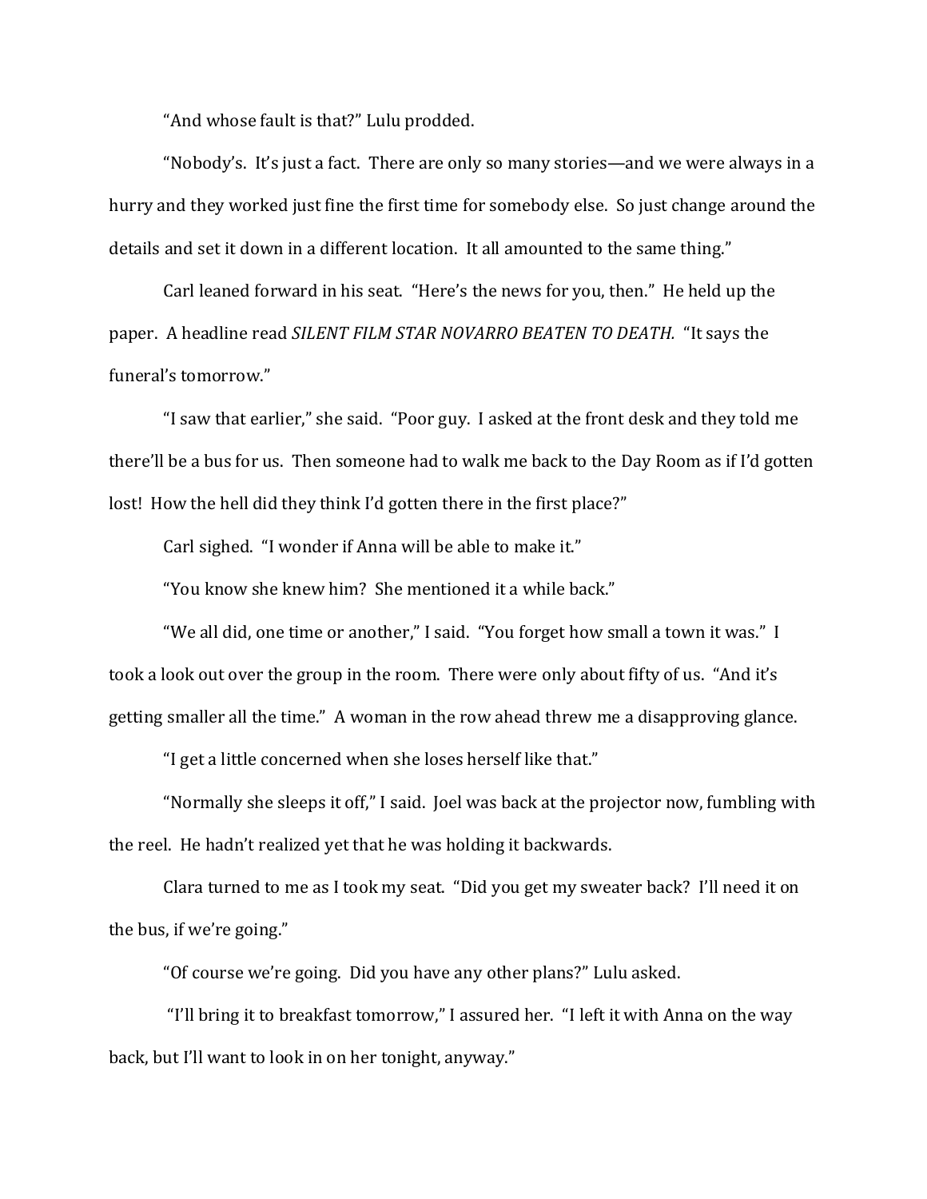"And whose fault is that?" Lulu prodded.

"Nobody's. It's just a fact. There are only so many stories—and we were always in a hurry and they worked just fine the first time for somebody else. So just change around the details and set it down in a different location. It all amounted to the same thing."

Carl leaned forward in his seat. "Here's the news for you, then." He held up the paper. A headline read *SILENT FILM STAR NOVARRO BEATEN TO DEATH.* "It says the funeral's tomorrow."

"I saw that earlier," she said. "Poor guy. I asked at the front desk and they told me there'll be a bus for us. Then someone had to walk me back to the Day Room as if I'd gotten lost! How the hell did they think I'd gotten there in the first place?"

Carl sighed. "I wonder if Anna will be able to make it."

"You know she knew him? She mentioned it a while back."

"We all did, one time or another," I said. "You forget how small a town it was." I took a look out over the group in the room. There were only about fifty of us. "And it's getting smaller all the time." A woman in the row ahead threw me a disapproving glance.

"I get a little concerned when she loses herself like that."

"Normally she sleeps it off," I said. Joel was back at the projector now, fumbling with the reel. He hadn't realized yet that he was holding it backwards.

Clara turned to me as I took my seat. "Did you get my sweater back? I'll need it on the bus, if we're going."

"Of course we're going. Did you have any other plans?" Lulu asked.

"I'll bring it to breakfast tomorrow," I assured her. "I left it with Anna on the way back, but I'll want to look in on her tonight, anyway."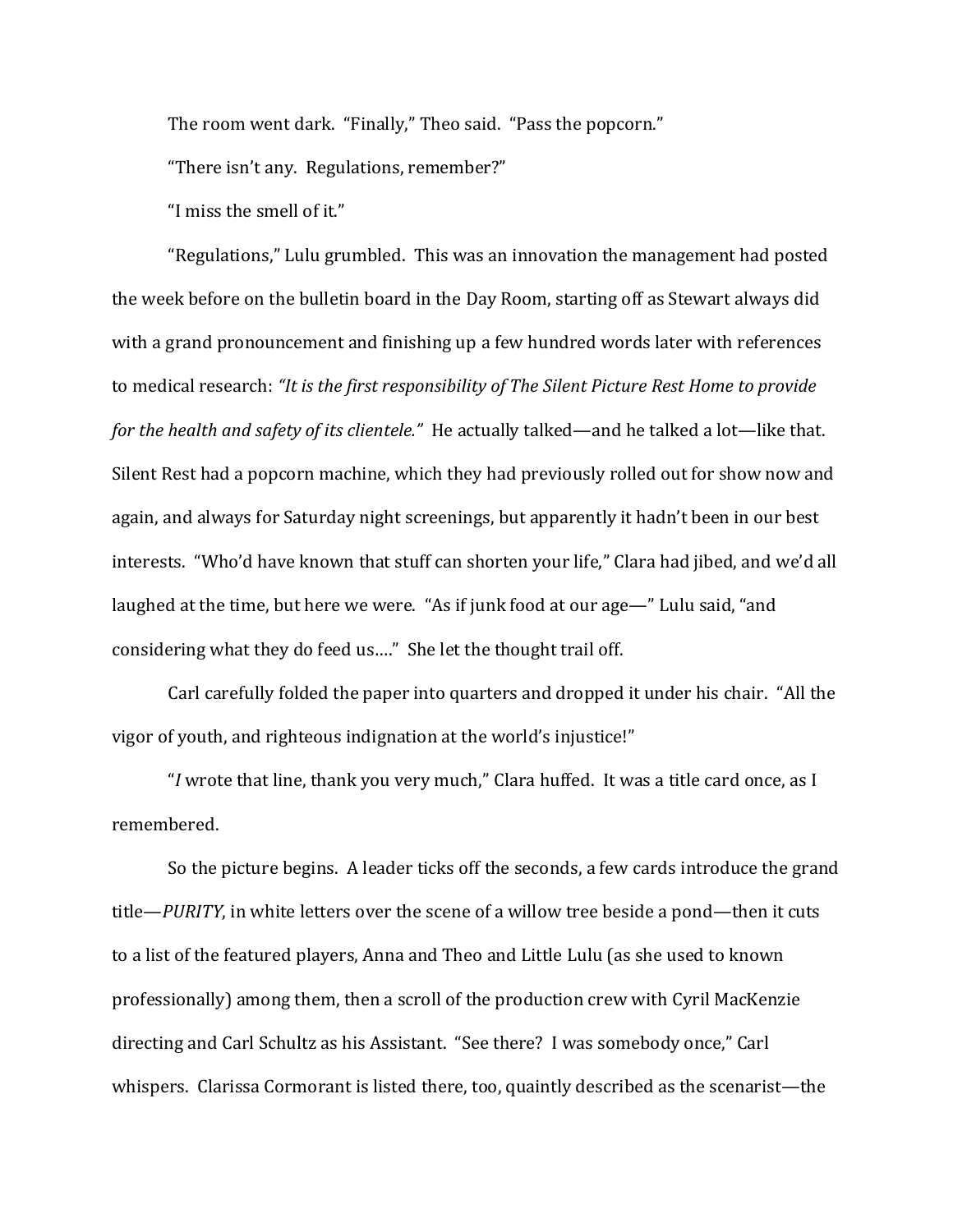The room went dark. “Finally,” Theo said. “Pass the popcorn.”

“There isn’t any. Regulations, remember?”

“I miss the smell of it.”

“Regulations,” Lulu grumbled. This was an innovation the management had posted the week before on the bulletin board in the Day Room, starting off as Stewart always did with a grand pronouncement and finishing up a few hundred words later with references to medical research: *“It is the first responsibility of The Silent Picture Rest Home to provide for the health and safety of its clientele.”* He actually talked—and he talked a lot—like that. Silent Rest had a popcorn machine, which they had previously rolled out for show now and again, and always for Saturday night screenings, but apparently it hadn’t been in our best interests. “Who’d have known that stuff can shorten your life,” Clara had jibed, and we’d all laughed at the time, but here we were. “As if junk food at our age—” Lulu said, “and considering what they do feed us….” She let the thought trail off.

Carl carefully folded the paper into quarters and dropped it under his chair. “All the vigor of youth, and righteous indignation at the world’s injustice!”

“*I* wrote that line, thank you very much,” Clara huffed. It was a title card once, as I remembered.

So the picture begins. A leader ticks off the seconds, a few cards introduce the grand title—*PURITY*, in white letters over the scene of a willow tree beside a pond—then it cuts to a list of the featured players, Anna and Theo and Little Lulu (as she used to known professionally) among them, then a scroll of the production crew with Cyril MacKenzie directing and Carl Schultz as his Assistant. “See there? I was somebody once,” Carl whispers. Clarissa Cormorant is listed there, too, quaintly described as the scenarist—the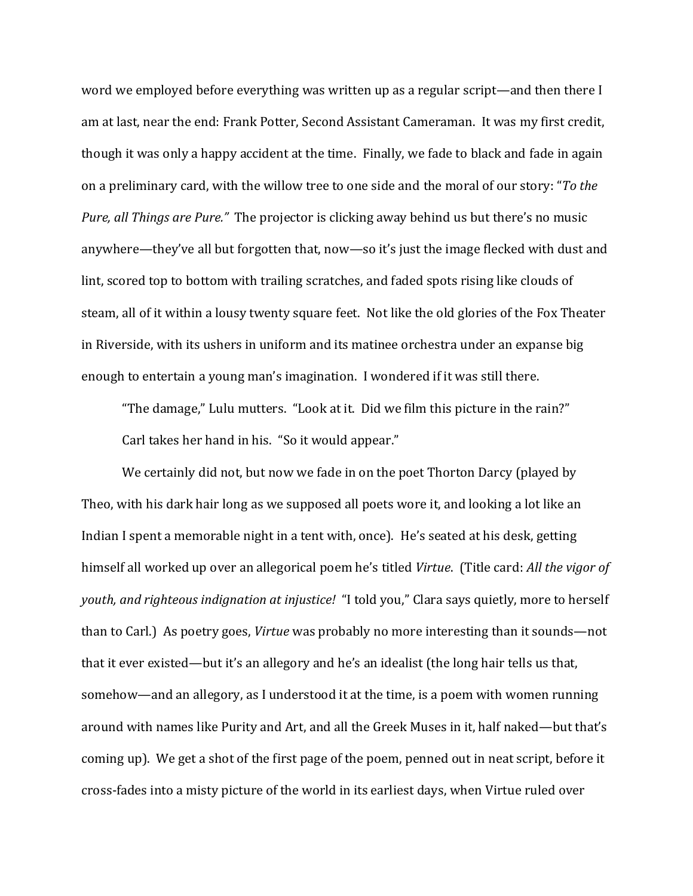word we employed before everything was written up as a regular script—and then there I am at last, near the end: Frank Potter, Second Assistant Cameraman. It was my first credit, though it was only a happy accident at the time. Finally, we fade to black and fade in again on a preliminary card, with the willow tree to one side and the moral of our story: "*To the Pure, all Things are Pure.*" The projector is clicking away behind us but there's no music anywhere—they've all but forgotten that, now—so it's just the image flecked with dust and lint, scored top to bottom with trailing scratches, and faded spots rising like clouds of steam, all of it within a lousy twenty square feet. Not like the old glories of the Fox Theater in Riverside, with its ushers in uniform and its matinee orchestra under an expanse big enough to entertain a young man's imagination. I wondered if it was still there.

"The damage," Lulu mutters. "Look at it. Did we film this picture in the rain?"

Carl takes her hand in his. "So it would appear."

We certainly did not, but now we fade in on the poet Thorton Darcy (played by Theo, with his dark hair long as we supposed all poets wore it, and looking a lot like an Indian I spent a memorable night in a tent with, once). He's seated at his desk, getting himself all worked up over an allegorical poem he's titled *Virtue*. (Title card: *All the vigor of youth, and righteous indignation at injustice!* "I told you," Clara says quietly, more to herself than to Carl.) As poetry goes, *Virtue* was probably no more interesting than it sounds—not that it ever existed—but it's an allegory and he's an idealist (the long hair tells us that, somehow—and an allegory, as I understood it at the time, is a poem with women running around with names like Purity and Art, and all the Greek Muses in it, half naked—but that's coming up). We get a shot of the first page of the poem, penned out in neat script, before it cross-fades into a misty picture of the world in its earliest days, when Virtue ruled over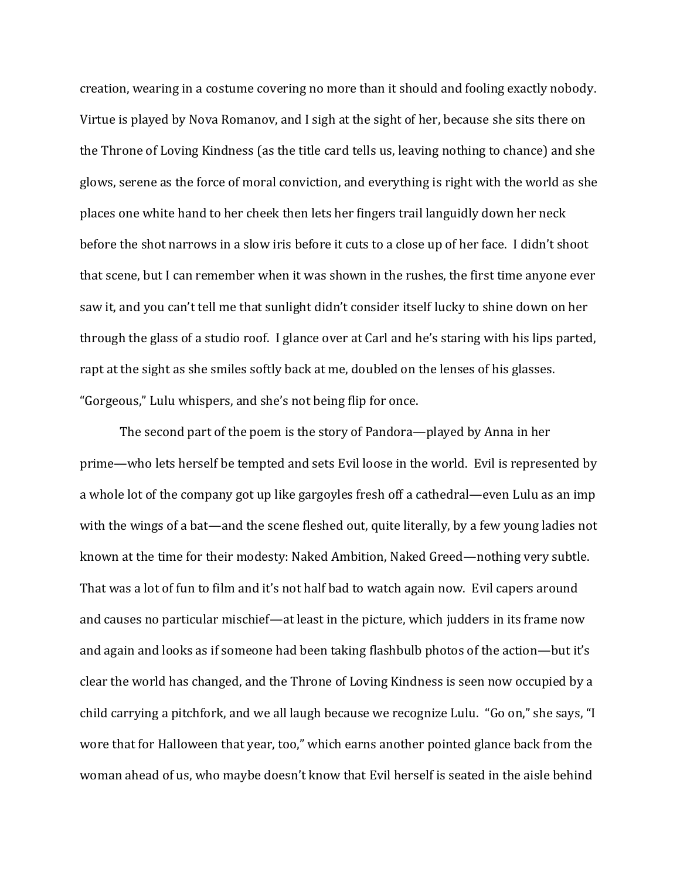creation, wearing in a costume covering no more than it should and fooling exactly nobody. Virtue is played by Nova Romanov, and I sigh at the sight of her, because she sits there on the Throne of Loving Kindness (as the title card tells us, leaving nothing to chance) and she glows, serene as the force of moral conviction, and everything is right with the world as she places one white hand to her cheek then lets her fingers trail languidly down her neck before the shot narrows in a slow iris before it cuts to a close up of her face. I didn't shoot that scene, but I can remember when it was shown in the rushes, the first time anyone ever saw it, and you can't tell me that sunlight didn't consider itself lucky to shine down on her through the glass of a studio roof. I glance over at Carl and he's staring with his lips parted, rapt at the sight as she smiles softly back at me, doubled on the lenses of his glasses. "Gorgeous," Lulu whispers, and she's not being flip for once.

The second part of the poem is the story of Pandora—played by Anna in her prime—who lets herself be tempted and sets Evil loose in the world. Evil is represented by a whole lot of the company got up like gargoyles fresh off a cathedral—even Lulu as an imp with the wings of a bat—and the scene fleshed out, quite literally, by a few young ladies not known at the time for their modesty: Naked Ambition, Naked Greed—nothing very subtle. That was a lot of fun to film and it's not half bad to watch again now. Evil capers around and causes no particular mischief—at least in the picture, which judders in its frame now and again and looks as if someone had been taking flashbulb photos of the action—but it's clear the world has changed, and the Throne of Loving Kindness is seen now occupied by a child carrying a pitchfork, and we all laugh because we recognize Lulu. "Go on," she says, "I wore that for Halloween that year, too," which earns another pointed glance back from the woman ahead of us, who maybe doesn't know that Evil herself is seated in the aisle behind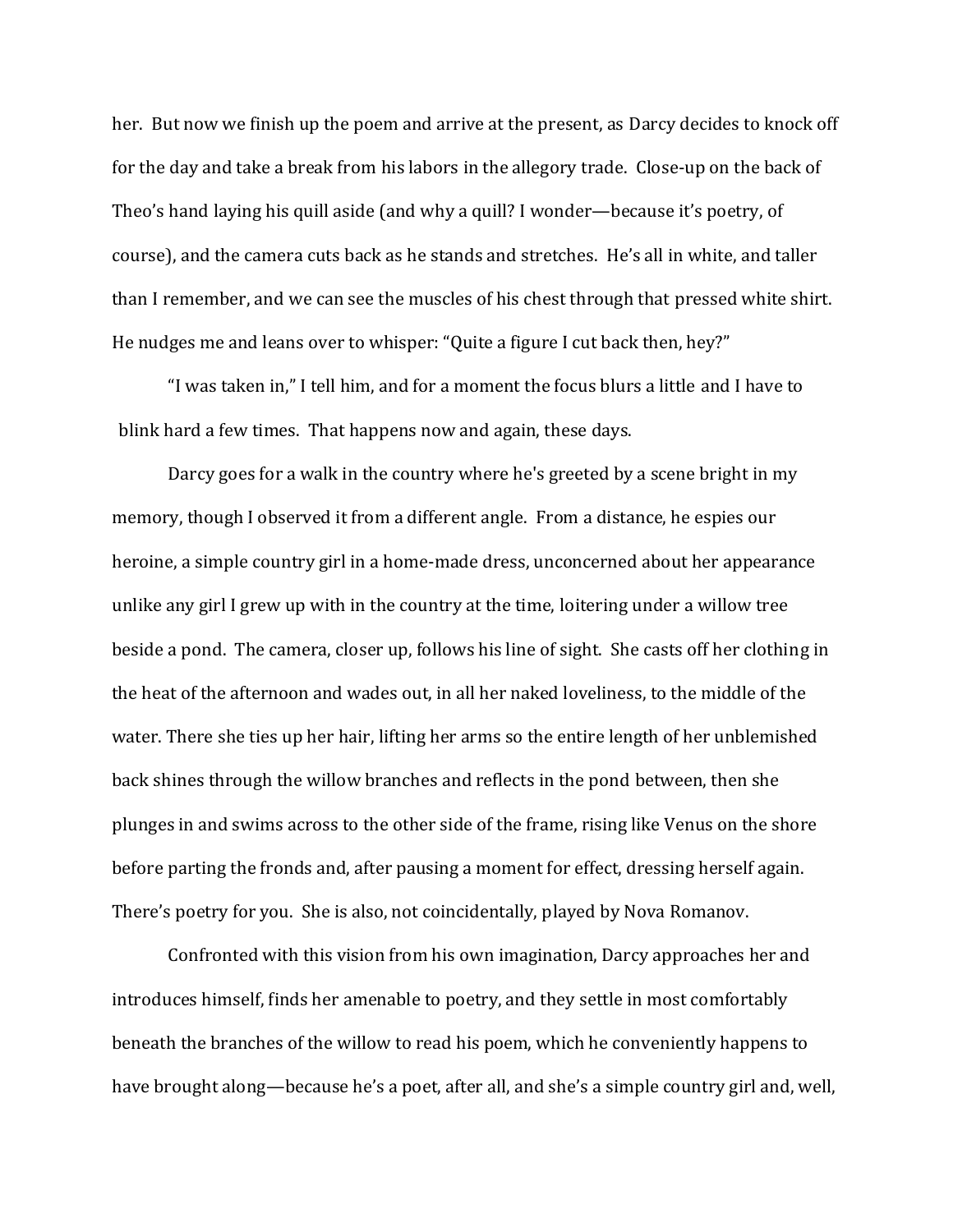her. But now we finish up the poem and arrive at the present, as Darcy decides to knock off for the day and take a break from his labors in the allegory trade. Close-up on the back of Theo's hand laying his quill aside (and why a quill? I wonder—because it's poetry, of course), and the camera cuts back as he stands and stretches. He's all in white, and taller than I remember, and we can see the muscles of his chest through that pressed white shirt. He nudges me and leans over to whisper: "Quite a figure I cut back then, hey?"

"I was taken in," I tell him, and for a moment the focus blurs a little and I have to blink hard a few times. That happens now and again, these days.

Darcy goes for a walk in the country where he's greeted by a scene bright in my memory, though I observed it from a different angle. From a distance, he espies our heroine, a simple country girl in a home-made dress, unconcerned about her appearance unlike any girl I grew up with in the country at the time, loitering under a willow tree beside a pond. The camera, closer up, follows his line of sight. She casts off her clothing in the heat of the afternoon and wades out, in all her naked loveliness, to the middle of the water. There she ties up her hair, lifting her arms so the entire length of her unblemished back shines through the willow branches and reflects in the pond between, then she plunges in and swims across to the other side of the frame, rising like Venus on the shore before parting the fronds and, after pausing a moment for effect, dressing herself again. There's poetry for you. She is also, not coincidentally, played by Nova Romanov.

Confronted with this vision from his own imagination, Darcy approaches her and introduces himself, finds her amenable to poetry, and they settle in most comfortably beneath the branches of the willow to read his poem, which he conveniently happens to have brought along—because he's a poet, after all, and she's a simple country girl and, well,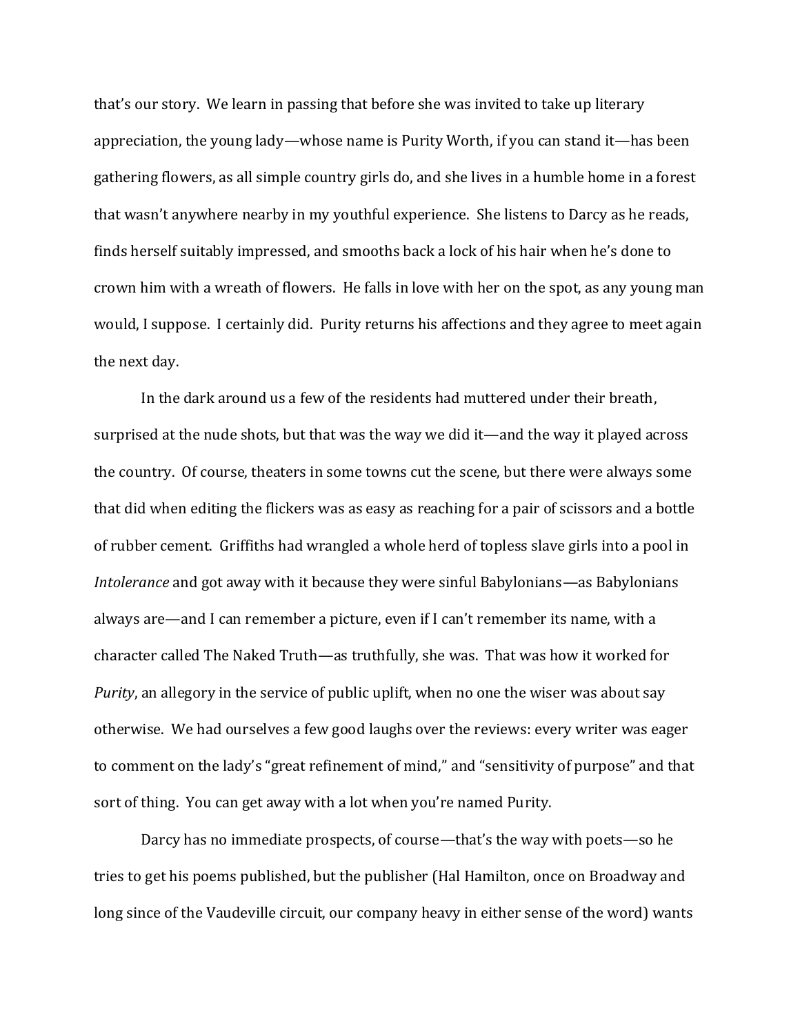that's our story. We learn in passing that before she was invited to take up literary appreciation, the young lady—whose name is Purity Worth, if you can stand it—has been gathering flowers, as all simple country girls do, and she lives in a humble home in a forest that wasn't anywhere nearby in my youthful experience. She listens to Darcy as he reads, finds herself suitably impressed, and smooths back a lock of his hair when he's done to crown him with a wreath of flowers. He falls in love with her on the spot, as any young man would, I suppose. I certainly did. Purity returns his affections and they agree to meet again the next day.

In the dark around us a few of the residents had muttered under their breath, surprised at the nude shots, but that was the way we did it—and the way it played across the country. Of course, theaters in some towns cut the scene, but there were always some that did when editing the flickers was as easy as reaching for a pair of scissors and a bottle of rubber cement. Griffiths had wrangled a whole herd of topless slave girls into a pool in *Intolerance* and got away with it because they were sinful Babylonians—as Babylonians always are—and I can remember a picture, even if I can't remember its name, with a character called The Naked Truth—as truthfully, she was. That was how it worked for *Purity*, an allegory in the service of public uplift, when no one the wiser was about say otherwise. We had ourselves a few good laughs over the reviews: every writer was eager to comment on the lady's "great refinement of mind," and "sensitivity of purpose" and that sort of thing. You can get away with a lot when you're named Purity.

Darcy has no immediate prospects, of course—that's the way with poets—so he tries to get his poems published, but the publisher (Hal Hamilton, once on Broadway and long since of the Vaudeville circuit, our company heavy in either sense of the word) wants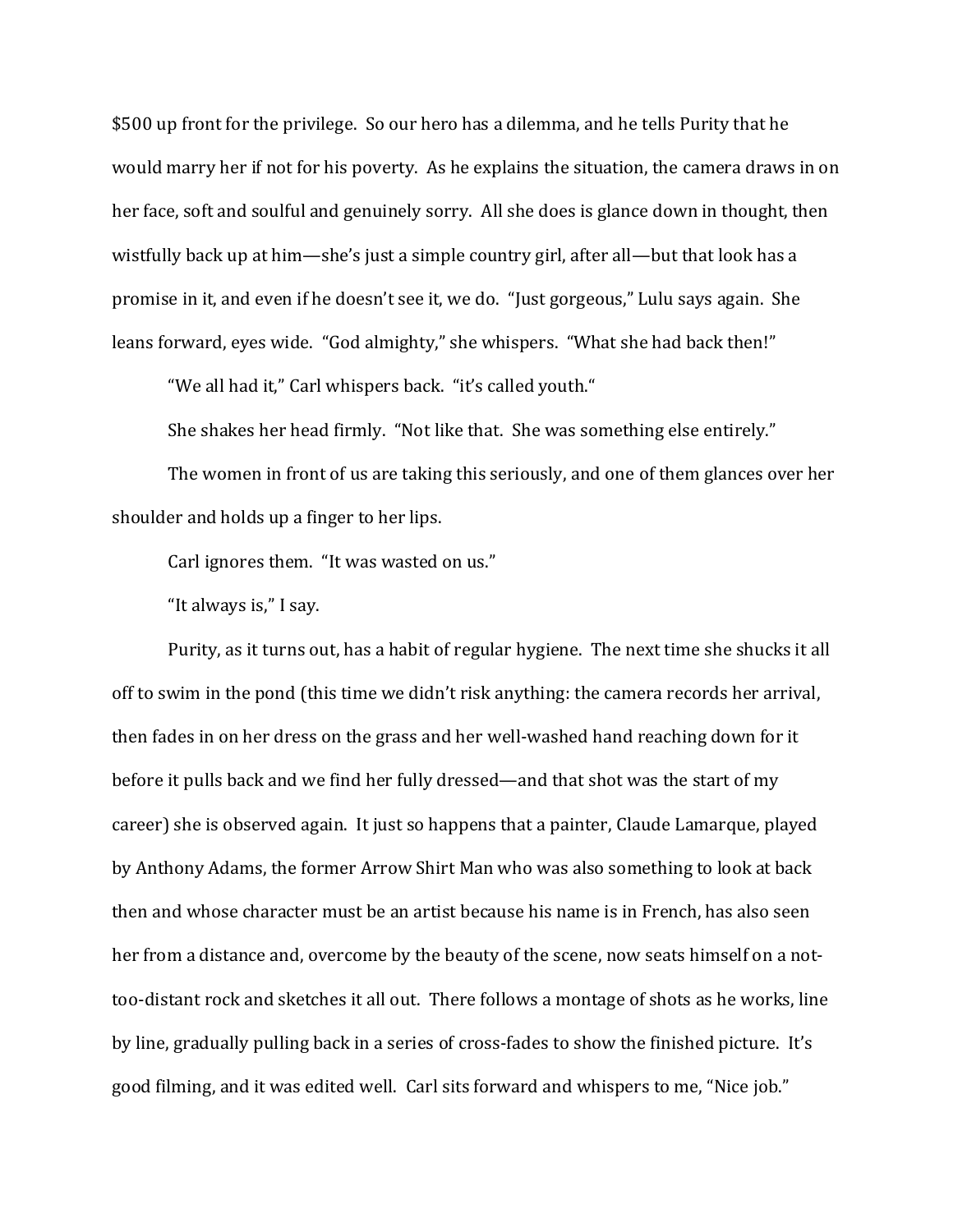$500 up front for the privilege. So our hero has a dilemma, and he tells Purity that he would marry her if not for his poverty. As he explains the situation, the camera draws in on her face, soft and soulful and genuinely sorry. All she does is glance down in thought, then wistfully back up at him—she's just a simple country girl, after all—but that look has a promise in it, and even if he doesn't see it, we do. "Just gorgeous," Lulu says again. She leans forward, eyes wide. "God almighty," she whispers. "What she had back then!"

"We all had it," Carl whispers back. "it's called youth."

She shakes her head firmly. "Not like that. She was something else entirely."

The women in front of us are taking this seriously, and one of them glances over her shoulder and holds up a finger to her lips.

Carl ignores them. "It was wasted on us."

"It always is," I say.

Purity, as it turns out, has a habit of regular hygiene. The next time she shucks it all off to swim in the pond (this time we didn't risk anything: the camera records her arrival, then fades in on her dress on the grass and her well-washed hand reaching down for it before it pulls back and we find her fully dressed—and that shot was the start of my career) she is observed again. It just so happens that a painter, Claude Lamarque, played by Anthony Adams, the former Arrow Shirt Man who was also something to look at back then and whose character must be an artist because his name is in French, has also seen her from a distance and, overcome by the beauty of the scene, now seats himself on a not-too-distant rock and sketches it all out. There follows a montage of shots as he works, line by line, gradually pulling back in a series of cross-fades to show the finished picture. It's good filming, and it was edited well. Carl sits forward and whispers to me, "Nice job."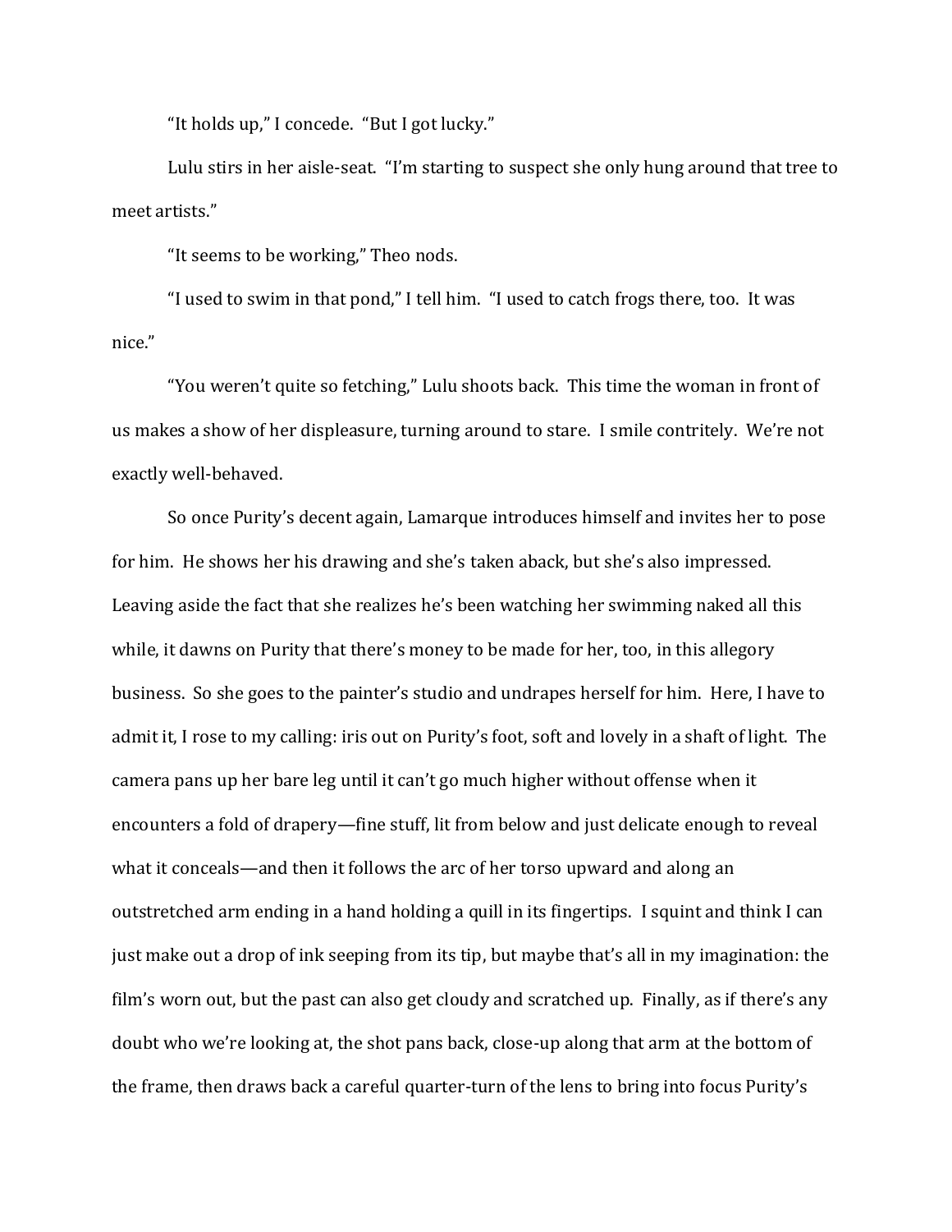"It holds up," I concede. "But I got lucky."

Lulu stirs in her aisle-seat. "I'm starting to suspect she only hung around that tree to meet artists."

"It seems to be working," Theo nods.

"I used to swim in that pond," I tell him. "I used to catch frogs there, too. It was nice."

"You weren't quite so fetching," Lulu shoots back. This time the woman in front of us makes a show of her displeasure, turning around to stare. I smile contritely. We're not exactly well-behaved.

So once Purity's decent again, Lamarque introduces himself and invites her to pose for him. He shows her his drawing and she's taken aback, but she's also impressed. Leaving aside the fact that she realizes he's been watching her swimming naked all this while, it dawns on Purity that there's money to be made for her, too, in this allegory business. So she goes to the painter's studio and undrapes herself for him. Here, I have to admit it, I rose to my calling: iris out on Purity's foot, soft and lovely in a shaft of light. The camera pans up her bare leg until it can't go much higher without offense when it encounters a fold of drapery—fine stuff, lit from below and just delicate enough to reveal what it conceals—and then it follows the arc of her torso upward and along an outstretched arm ending in a hand holding a quill in its fingertips. I squint and think I can just make out a drop of ink seeping from its tip, but maybe that's all in my imagination: the film's worn out, but the past can also get cloudy and scratched up. Finally, as if there's any doubt who we're looking at, the shot pans back, close-up along that arm at the bottom of the frame, then draws back a careful quarter-turn of the lens to bring into focus Purity's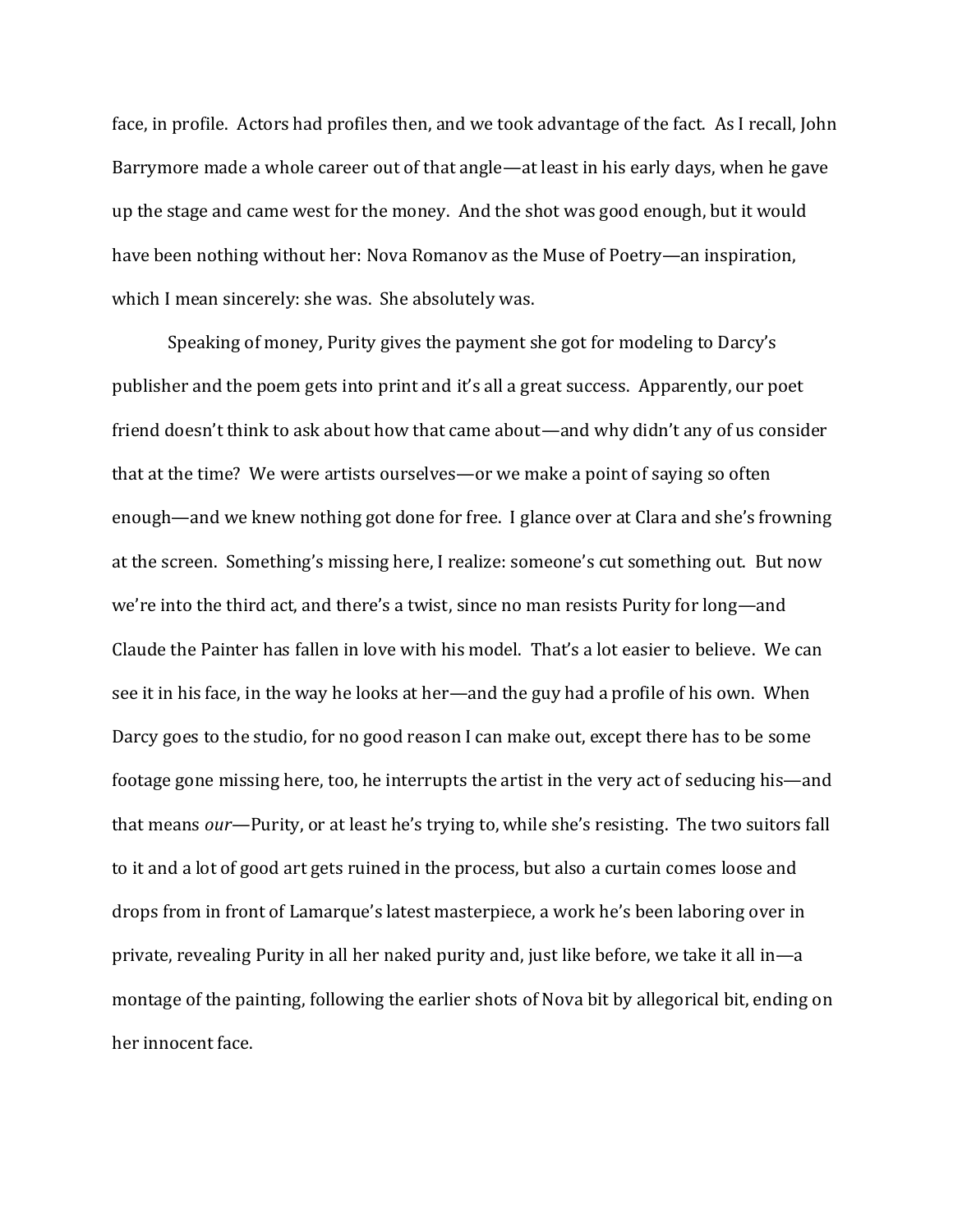face, in profile. Actors had profiles then, and we took advantage of the fact. As I recall, John Barrymore made a whole career out of that angle—at least in his early days, when he gave up the stage and came west for the money. And the shot was good enough, but it would have been nothing without her: Nova Romanov as the Muse of Poetry—an inspiration, which I mean sincerely: she was. She absolutely was.

Speaking of money, Purity gives the payment she got for modeling to Darcy's publisher and the poem gets into print and it's all a great success. Apparently, our poet friend doesn't think to ask about how that came about—and why didn't any of us consider that at the time? We were artists ourselves—or we make a point of saying so often enough—and we knew nothing got done for free. I glance over at Clara and she's frowning at the screen. Something's missing here, I realize: someone's cut something out. But now we're into the third act, and there's a twist, since no man resists Purity for long—and Claude the Painter has fallen in love with his model. That's a lot easier to believe. We can see it in his face, in the way he looks at her—and the guy had a profile of his own. When Darcy goes to the studio, for no good reason I can make out, except there has to be some footage gone missing here, too, he interrupts the artist in the very act of seducing his—and that means *our*—Purity, or at least he's trying to, while she's resisting. The two suitors fall to it and a lot of good art gets ruined in the process, but also a curtain comes loose and drops from in front of Lamarque's latest masterpiece, a work he's been laboring over in private, revealing Purity in all her naked purity and, just like before, we take it all in—a montage of the painting, following the earlier shots of Nova bit by allegorical bit, ending on her innocent face.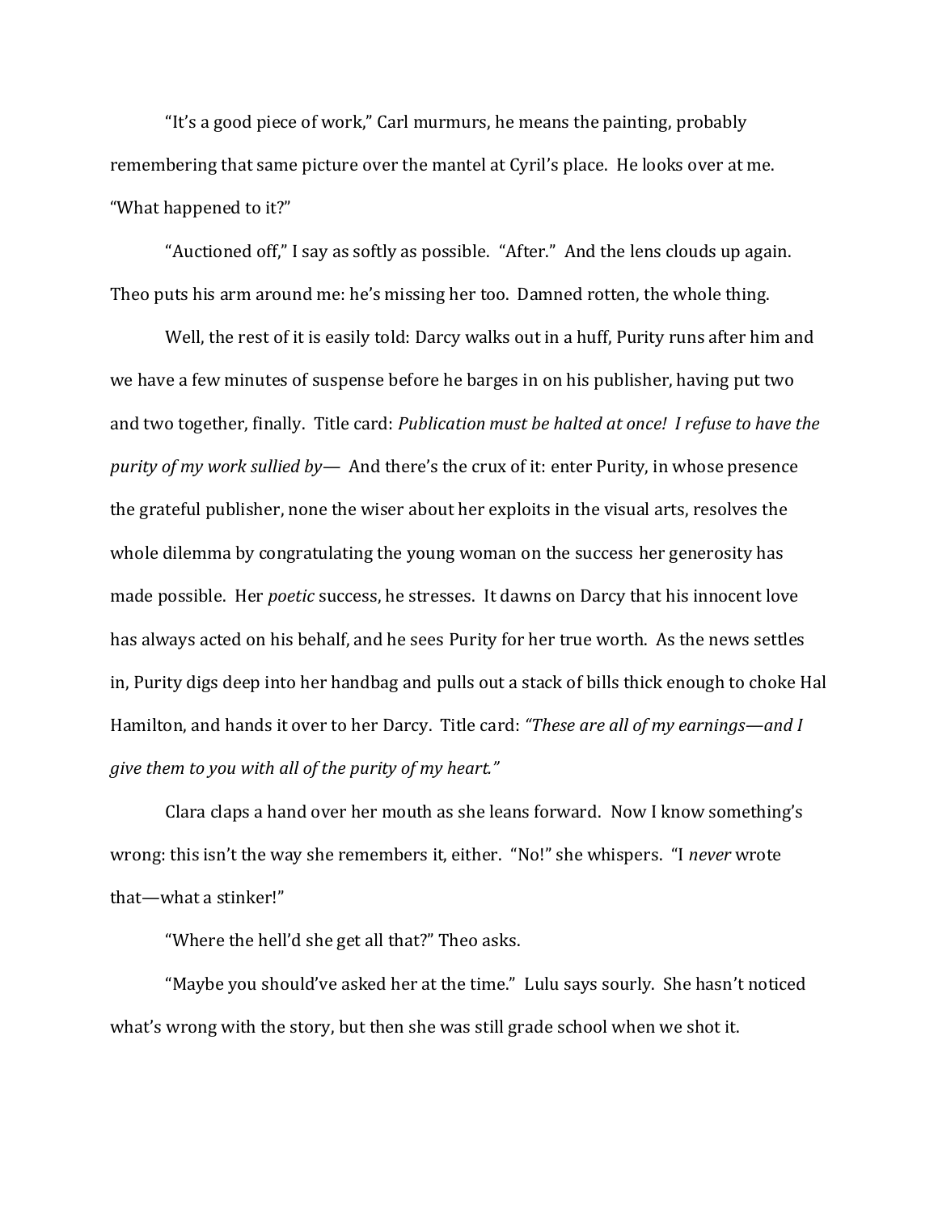"It's a good piece of work," Carl murmurs, he means the painting, probably remembering that same picture over the mantel at Cyril's place. He looks over at me. "What happened to it?"

"Auctioned off," I say as softly as possible. "After." And the lens clouds up again. Theo puts his arm around me: he's missing her too. Damned rotten, the whole thing.

Well, the rest of it is easily told: Darcy walks out in a huff, Purity runs after him and we have a few minutes of suspense before he barges in on his publisher, having put two and two together, finally. Title card: *Publication must be halted at once! I refuse to have the purity of my work sullied by*— And there's the crux of it: enter Purity, in whose presence the grateful publisher, none the wiser about her exploits in the visual arts, resolves the whole dilemma by congratulating the young woman on the success her generosity has made possible. Her *poetic* success, he stresses. It dawns on Darcy that his innocent love has always acted on his behalf, and he sees Purity for her true worth. As the news settles in, Purity digs deep into her handbag and pulls out a stack of bills thick enough to choke Hal Hamilton, and hands it over to her Darcy. Title card: *"These are all of my earnings—and I give them to you with all of the purity of my heart."*

Clara claps a hand over her mouth as she leans forward. Now I know something's wrong: this isn't the way she remembers it, either. "No!" she whispers. "I *never* wrote that—what a stinker!"

"Where the hell'd she get all that?" Theo asks.

"Maybe you should've asked her at the time." Lulu says sourly. She hasn't noticed what's wrong with the story, but then she was still grade school when we shot it.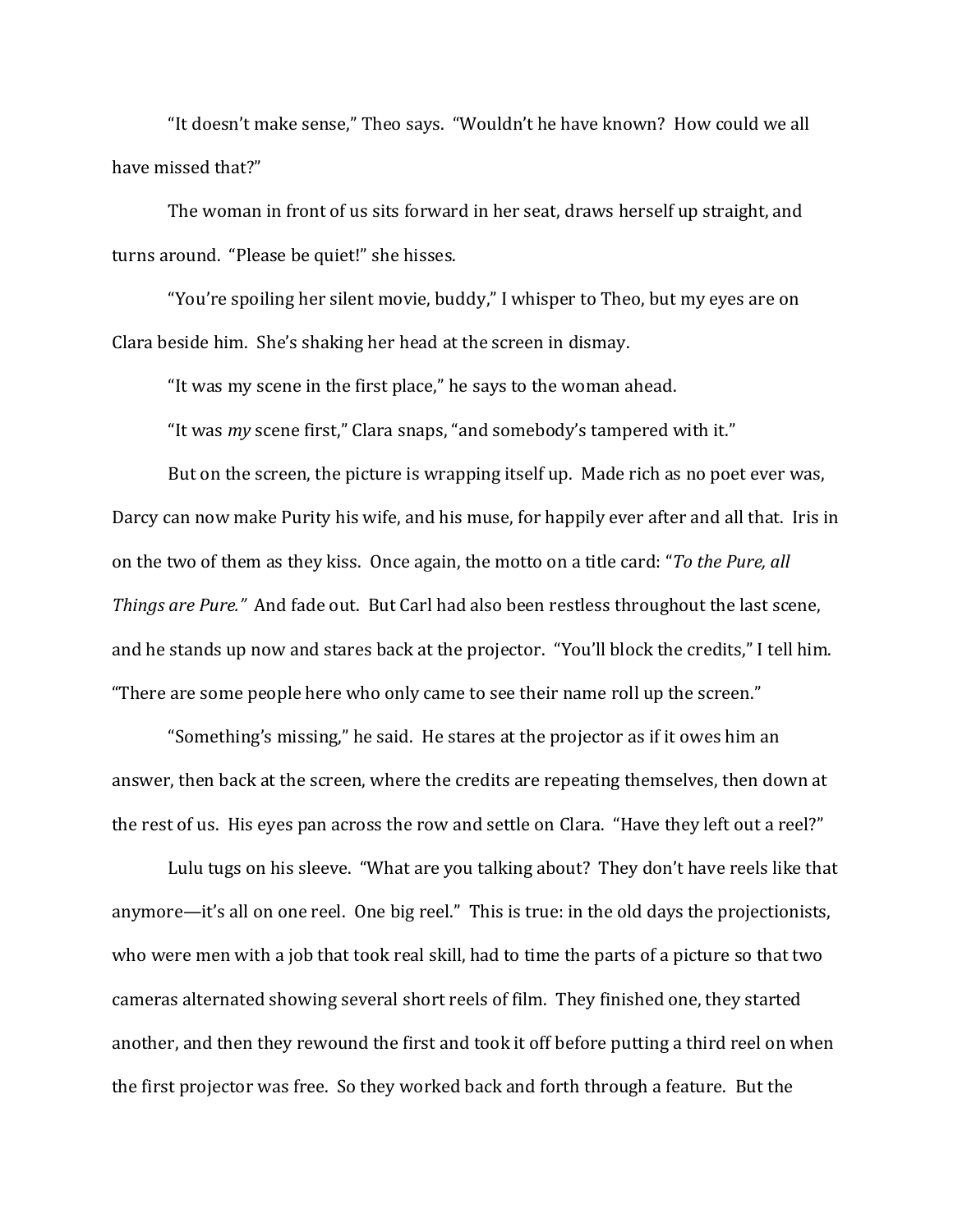"It doesn't make sense," Theo says. "Wouldn't he have known? How could we all have missed that?"

The woman in front of us sits forward in her seat, draws herself up straight, and turns around. "Please be quiet!" she hisses.

"You're spoiling her silent movie, buddy," I whisper to Theo, but my eyes are on Clara beside him. She's shaking her head at the screen in dismay.

"It was my scene in the first place," he says to the woman ahead.

"It was *my* scene first," Clara snaps, "and somebody's tampered with it."

But on the screen, the picture is wrapping itself up. Made rich as no poet ever was, Darcy can now make Purity his wife, and his muse, for happily ever after and all that. Iris in on the two of them as they kiss. Once again, the motto on a title card: "*To the Pure, all Things are Pure.*" And fade out. But Carl had also been restless throughout the last scene, and he stands up now and stares back at the projector. "You'll block the credits," I tell him. "There are some people here who only came to see their name roll up the screen."

"Something's missing," he said. He stares at the projector as if it owes him an answer, then back at the screen, where the credits are repeating themselves, then down at the rest of us. His eyes pan across the row and settle on Clara. "Have they left out a reel?"

Lulu tugs on his sleeve. "What are you talking about? They don't have reels like that anymore—it's all on one reel. One big reel." This is true: in the old days the projectionists, who were men with a job that took real skill, had to time the parts of a picture so that two cameras alternated showing several short reels of film. They finished one, they started another, and then they rewound the first and took it off before putting a third reel on when the first projector was free. So they worked back and forth through a feature. But the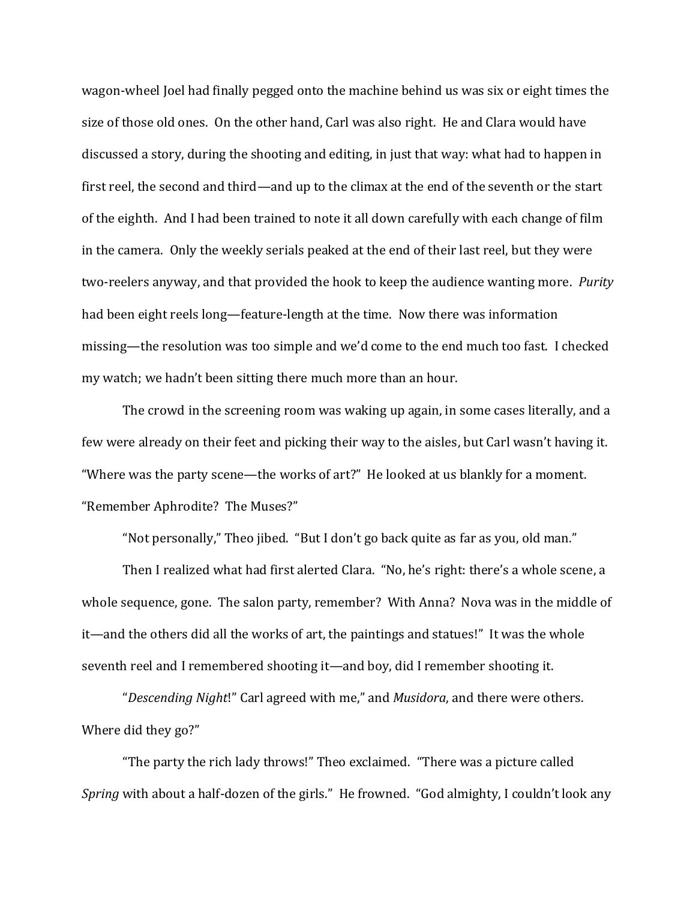wagon-wheel Joel had finally pegged onto the machine behind us was six or eight times the size of those old ones. On the other hand, Carl was also right. He and Clara would have discussed a story, during the shooting and editing, in just that way: what had to happen in first reel, the second and third—and up to the climax at the end of the seventh or the start of the eighth. And I had been trained to note it all down carefully with each change of film in the camera. Only the weekly serials peaked at the end of their last reel, but they were two-reelers anyway, and that provided the hook to keep the audience wanting more. *Purity* had been eight reels long—feature-length at the time. Now there was information missing—the resolution was too simple and we'd come to the end much too fast. I checked my watch; we hadn't been sitting there much more than an hour.

The crowd in the screening room was waking up again, in some cases literally, and a few were already on their feet and picking their way to the aisles, but Carl wasn't having it. "Where was the party scene—the works of art?" He looked at us blankly for a moment. "Remember Aphrodite? The Muses?"

"Not personally," Theo jibed. "But I don't go back quite as far as you, old man."

Then I realized what had first alerted Clara. "No, he's right: there's a whole scene, a whole sequence, gone. The salon party, remember? With Anna? Nova was in the middle of it—and the others did all the works of art, the paintings and statues!" It was the whole seventh reel and I remembered shooting it—and boy, did I remember shooting it.

"*Descending Night*!" Carl agreed with me," and *Musidora*, and there were others. Where did they go?"

"The party the rich lady throws!" Theo exclaimed. "There was a picture called *Spring* with about a half-dozen of the girls." He frowned. "God almighty, I couldn't look any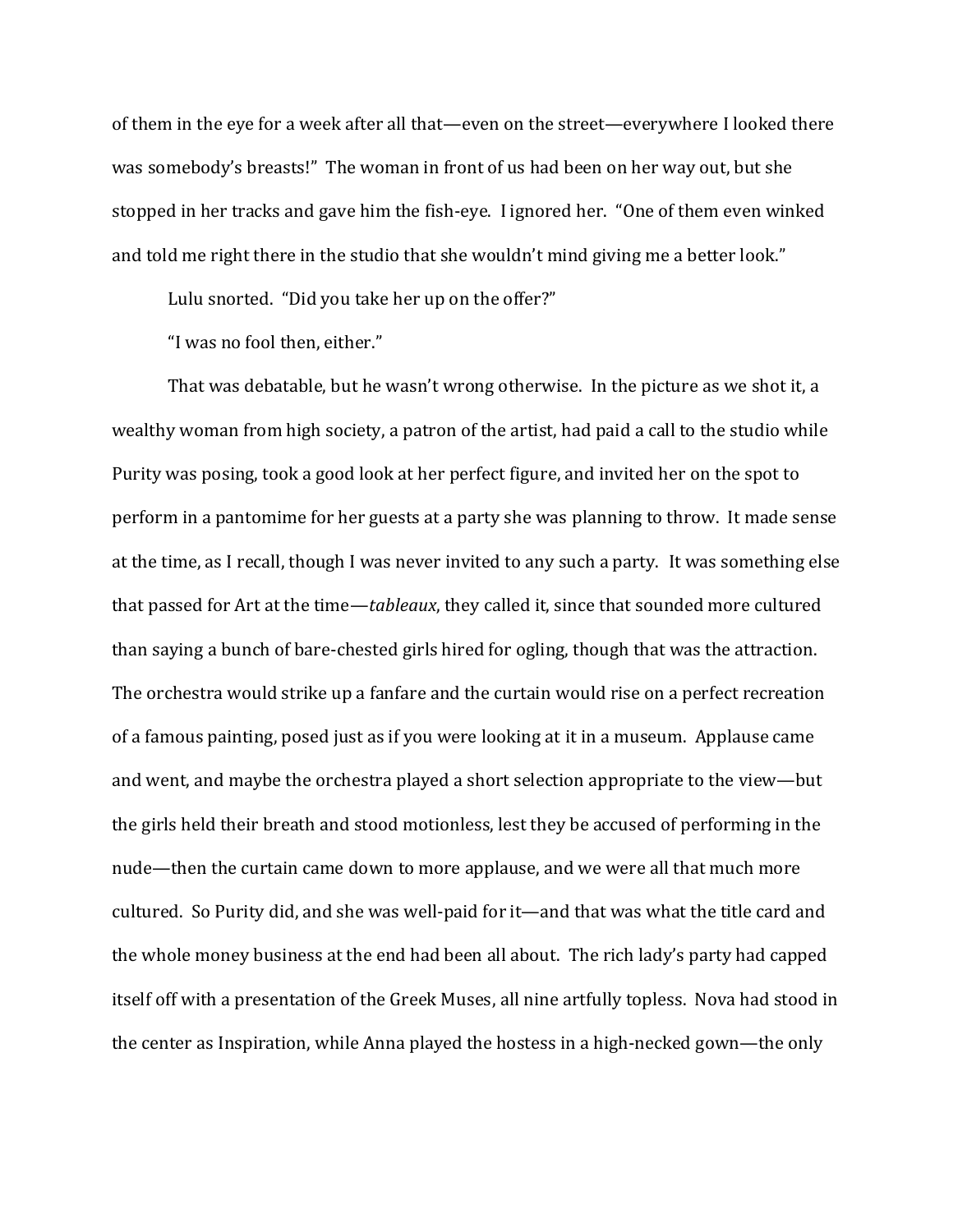of them in the eye for a week after all that—even on the street—everywhere I looked there was somebody's breasts!" The woman in front of us had been on her way out, but she stopped in her tracks and gave him the fish-eye. I ignored her. "One of them even winked and told me right there in the studio that she wouldn't mind giving me a better look."

Lulu snorted. "Did you take her up on the offer?"

"I was no fool then, either."

That was debatable, but he wasn't wrong otherwise. In the picture as we shot it, a wealthy woman from high society, a patron of the artist, had paid a call to the studio while Purity was posing, took a good look at her perfect figure, and invited her on the spot to perform in a pantomime for her guests at a party she was planning to throw. It made sense at the time, as I recall, though I was never invited to any such a party. It was something else that passed for Art at the time—*tableaux*, they called it, since that sounded more cultured than saying a bunch of bare-chested girls hired for ogling, though that was the attraction. The orchestra would strike up a fanfare and the curtain would rise on a perfect recreation of a famous painting, posed just as if you were looking at it in a museum. Applause came and went, and maybe the orchestra played a short selection appropriate to the view—but the girls held their breath and stood motionless, lest they be accused of performing in the nude—then the curtain came down to more applause, and we were all that much more cultured. So Purity did, and she was well-paid for it—and that was what the title card and the whole money business at the end had been all about. The rich lady's party had capped itself off with a presentation of the Greek Muses, all nine artfully topless. Nova had stood in the center as Inspiration, while Anna played the hostess in a high-necked gown—the only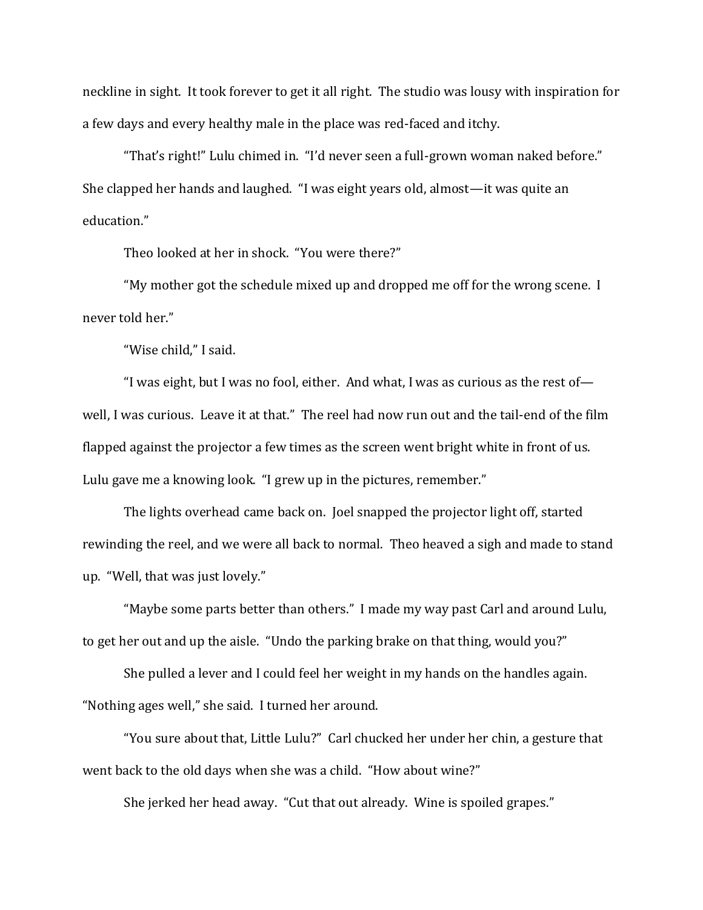neckline in sight. It took forever to get it all right. The studio was lousy with inspiration for a few days and every healthy male in the place was red-faced and itchy.

"That's right!" Lulu chimed in. "I'd never seen a full-grown woman naked before." She clapped her hands and laughed. "I was eight years old, almost—it was quite an education."

Theo looked at her in shock. "You were there?"

"My mother got the schedule mixed up and dropped me off for the wrong scene. I never told her."

"Wise child," I said.

"I was eight, but I was no fool, either. And what, I was as curious as the rest of—well, I was curious. Leave it at that." The reel had now run out and the tail-end of the film flapped against the projector a few times as the screen went bright white in front of us. Lulu gave me a knowing look. "I grew up in the pictures, remember."

The lights overhead came back on. Joel snapped the projector light off, started rewinding the reel, and we were all back to normal. Theo heaved a sigh and made to stand up. "Well, that was just lovely."

"Maybe some parts better than others." I made my way past Carl and around Lulu, to get her out and up the aisle. "Undo the parking brake on that thing, would you?"

She pulled a lever and I could feel her weight in my hands on the handles again. "Nothing ages well," she said. I turned her around.

"You sure about that, Little Lulu?" Carl chucked her under her chin, a gesture that went back to the old days when she was a child. "How about wine?"

She jerked her head away. "Cut that out already. Wine is spoiled grapes."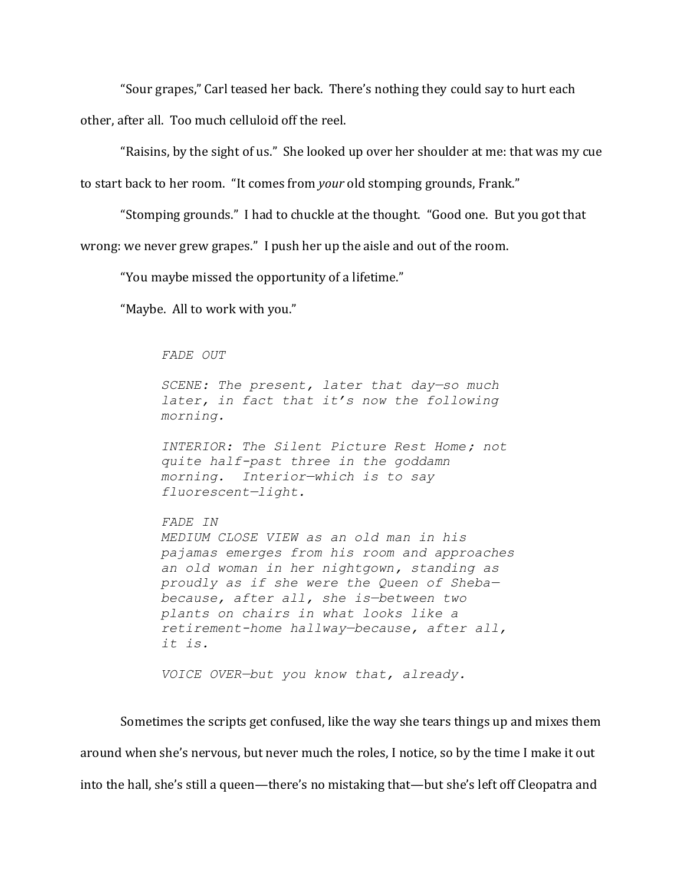"Sour grapes," Carl teased her back. There's nothing they could say to hurt each other, after all. Too much celluloid off the reel.

"Raisins, by the sight of us." She looked up over her shoulder at me: that was my cue to start back to her room. "It comes from *your* old stomping grounds, Frank."

"Stomping grounds." I had to chuckle at the thought. "Good one. But you got that wrong: we never grew grapes." I push her up the aisle and out of the room.

"You maybe missed the opportunity of a lifetime."

"Maybe. All to work with you."

> *FADE OUT*
>
> *SCENE: The present, later that day—so much later, in fact that it's now the following morning.*
>
> *INTERIOR: The Silent Picture Rest Home; not quite half-past three in the goddamn morning. Interior—which is to say fluorescent—light.*
>
> *FADE IN*
> *MEDIUM CLOSE VIEW as an old man in his pajamas emerges from his room and approaches an old woman in her nightgown, standing as proudly as if she were the Queen of Sheba—because, after all, she is—between two plants on chairs in what looks like a retirement-home hallway—because, after all, it is.*
>
> *VOICE OVER—but you know that, already.*

Sometimes the scripts get confused, like the way she tears things up and mixes them around when she's nervous, but never much the roles, I notice, so by the time I make it out into the hall, she's still a queen—there's no mistaking that—but she's left off Cleopatra and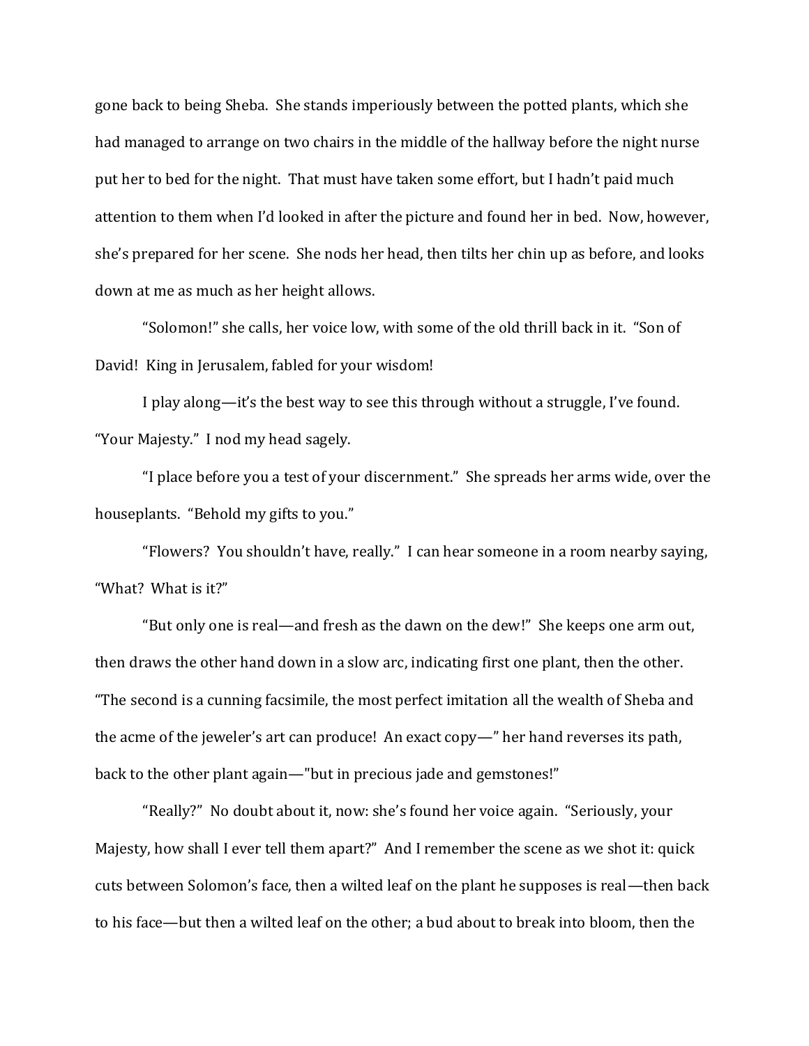gone back to being Sheba. She stands imperiously between the potted plants, which she had managed to arrange on two chairs in the middle of the hallway before the night nurse put her to bed for the night. That must have taken some effort, but I hadn't paid much attention to them when I'd looked in after the picture and found her in bed. Now, however, she's prepared for her scene. She nods her head, then tilts her chin up as before, and looks down at me as much as her height allows.

"Solomon!" she calls, her voice low, with some of the old thrill back in it. "Son of David! King in Jerusalem, fabled for your wisdom!

I play along—it's the best way to see this through without a struggle, I've found. "Your Majesty." I nod my head sagely.

"I place before you a test of your discernment." She spreads her arms wide, over the houseplants. "Behold my gifts to you."

"Flowers? You shouldn't have, really." I can hear someone in a room nearby saying, "What? What is it?"

"But only one is real—and fresh as the dawn on the dew!" She keeps one arm out, then draws the other hand down in a slow arc, indicating first one plant, then the other. "The second is a cunning facsimile, the most perfect imitation all the wealth of Sheba and the acme of the jeweler's art can produce! An exact copy—" her hand reverses its path, back to the other plant again—"but in precious jade and gemstones!"

"Really?" No doubt about it, now: she's found her voice again. "Seriously, your Majesty, how shall I ever tell them apart?" And I remember the scene as we shot it: quick cuts between Solomon's face, then a wilted leaf on the plant he supposes is real—then back to his face—but then a wilted leaf on the other; a bud about to break into bloom, then the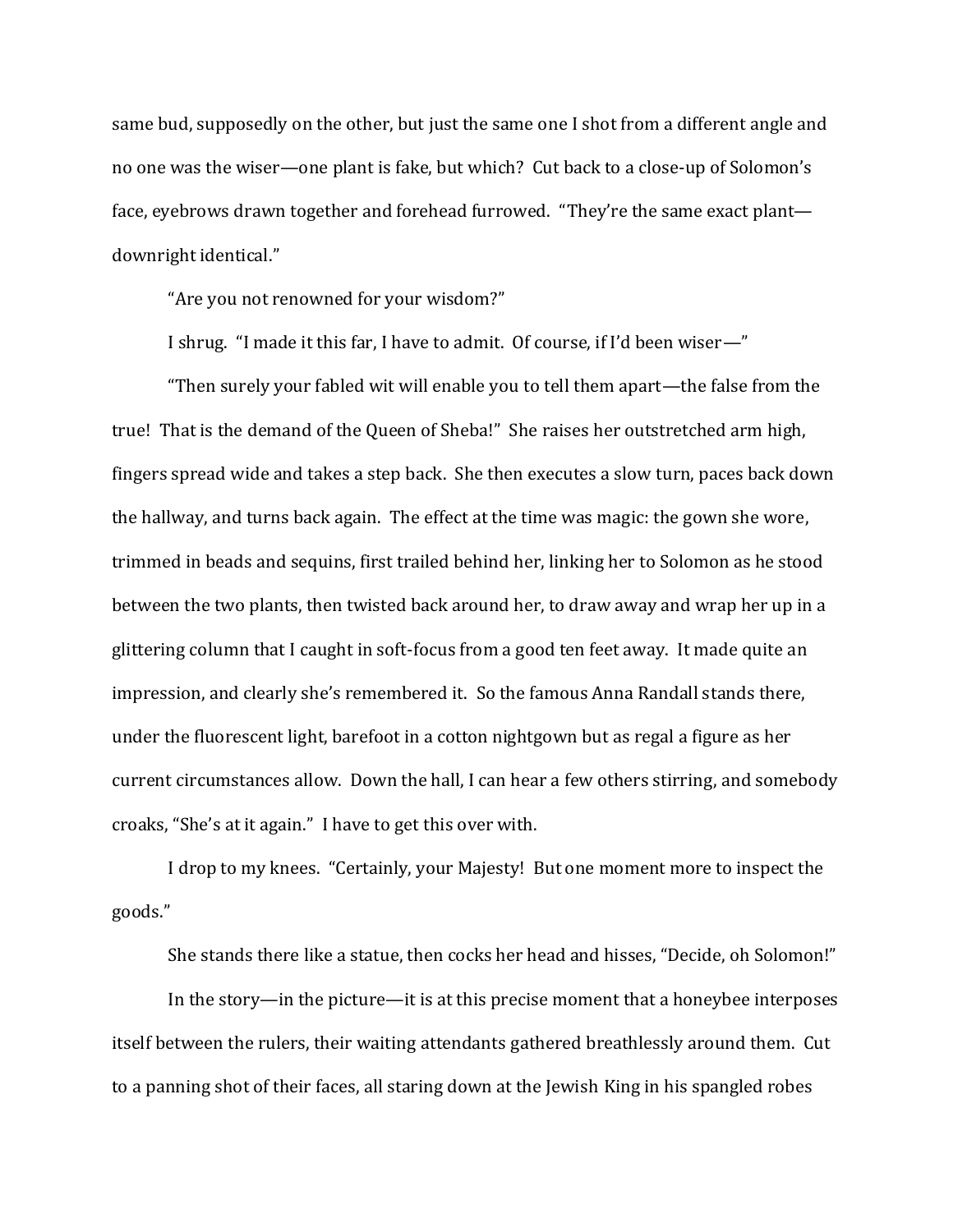same bud, supposedly on the other, but just the same one I shot from a different angle and no one was the wiser—one plant is fake, but which? Cut back to a close-up of Solomon's face, eyebrows drawn together and forehead furrowed. "They're the same exact plant—downright identical."

"Are you not renowned for your wisdom?"

I shrug. "I made it this far, I have to admit. Of course, if I'd been wiser—"

"Then surely your fabled wit will enable you to tell them apart—the false from the true! That is the demand of the Queen of Sheba!" She raises her outstretched arm high, fingers spread wide and takes a step back. She then executes a slow turn, paces back down the hallway, and turns back again. The effect at the time was magic: the gown she wore, trimmed in beads and sequins, first trailed behind her, linking her to Solomon as he stood between the two plants, then twisted back around her, to draw away and wrap her up in a glittering column that I caught in soft-focus from a good ten feet away. It made quite an impression, and clearly she's remembered it. So the famous Anna Randall stands there, under the fluorescent light, barefoot in a cotton nightgown but as regal a figure as her current circumstances allow. Down the hall, I can hear a few others stirring, and somebody croaks, "She's at it again." I have to get this over with.

I drop to my knees. "Certainly, your Majesty! But one moment more to inspect the goods."

She stands there like a statue, then cocks her head and hisses, "Decide, oh Solomon!"

In the story—in the picture—it is at this precise moment that a honeybee interposes itself between the rulers, their waiting attendants gathered breathlessly around them. Cut to a panning shot of their faces, all staring down at the Jewish King in his spangled robes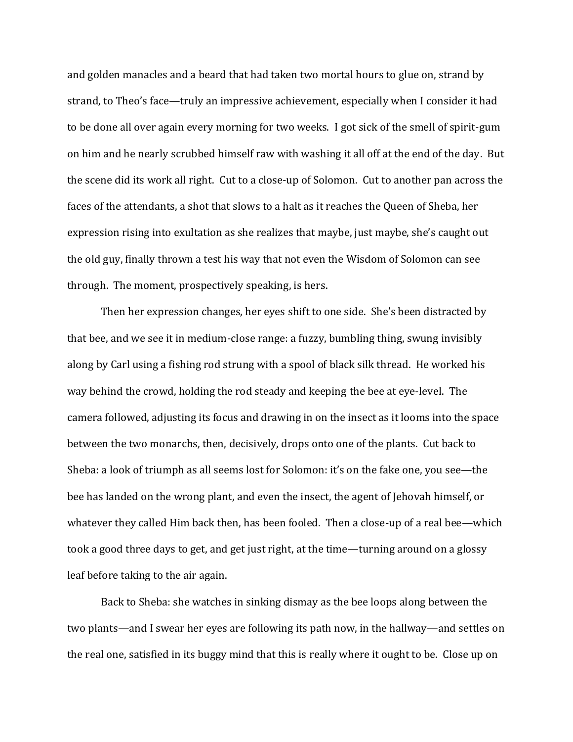and golden manacles and a beard that had taken two mortal hours to glue on, strand by strand, to Theo's face—truly an impressive achievement, especially when I consider it had to be done all over again every morning for two weeks. I got sick of the smell of spirit-gum on him and he nearly scrubbed himself raw with washing it all off at the end of the day. But the scene did its work all right. Cut to a close-up of Solomon. Cut to another pan across the faces of the attendants, a shot that slows to a halt as it reaches the Queen of Sheba, her expression rising into exultation as she realizes that maybe, just maybe, she's caught out the old guy, finally thrown a test his way that not even the Wisdom of Solomon can see through. The moment, prospectively speaking, is hers.

Then her expression changes, her eyes shift to one side. She's been distracted by that bee, and we see it in medium-close range: a fuzzy, bumbling thing, swung invisibly along by Carl using a fishing rod strung with a spool of black silk thread. He worked his way behind the crowd, holding the rod steady and keeping the bee at eye-level. The camera followed, adjusting its focus and drawing in on the insect as it looms into the space between the two monarchs, then, decisively, drops onto one of the plants. Cut back to Sheba: a look of triumph as all seems lost for Solomon: it's on the fake one, you see—the bee has landed on the wrong plant, and even the insect, the agent of Jehovah himself, or whatever they called Him back then, has been fooled. Then a close-up of a real bee—which took a good three days to get, and get just right, at the time—turning around on a glossy leaf before taking to the air again.

Back to Sheba: she watches in sinking dismay as the bee loops along between the two plants—and I swear her eyes are following its path now, in the hallway—and settles on the real one, satisfied in its buggy mind that this is really where it ought to be. Close up on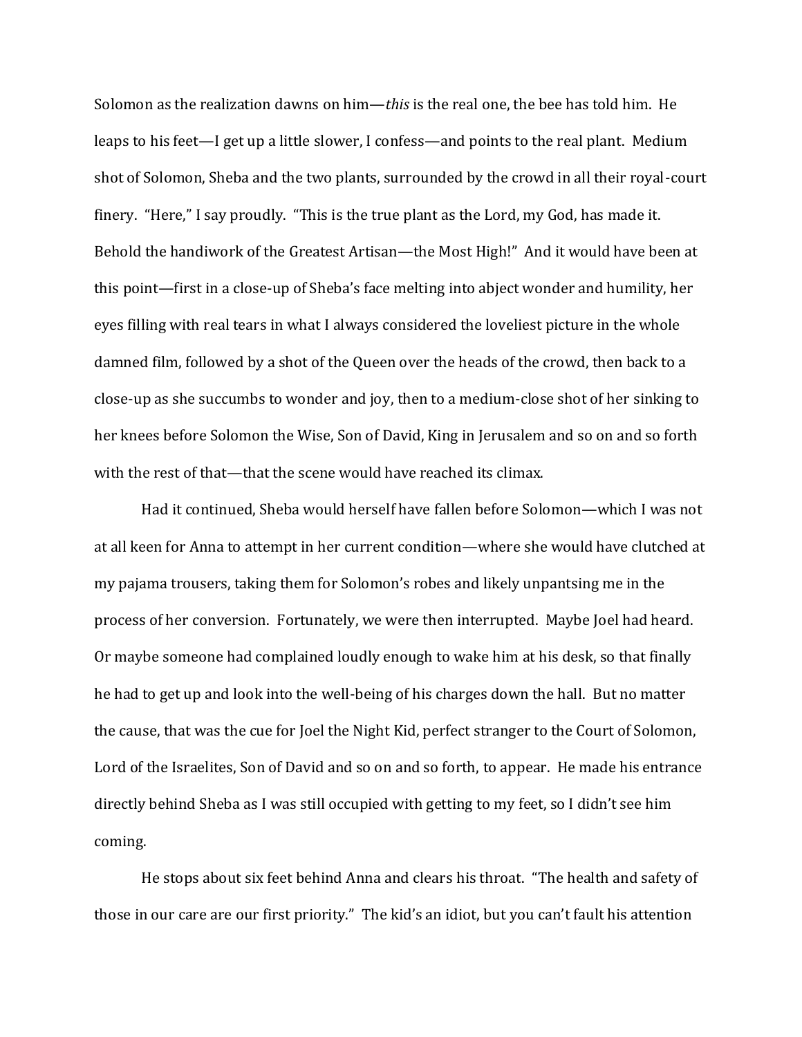Solomon as the realization dawns on him—*this* is the real one, the bee has told him. He leaps to his feet—I get up a little slower, I confess—and points to the real plant. Medium shot of Solomon, Sheba and the two plants, surrounded by the crowd in all their royal-court finery. "Here," I say proudly. "This is the true plant as the Lord, my God, has made it. Behold the handiwork of the Greatest Artisan—the Most High!" And it would have been at this point—first in a close-up of Sheba's face melting into abject wonder and humility, her eyes filling with real tears in what I always considered the loveliest picture in the whole damned film, followed by a shot of the Queen over the heads of the crowd, then back to a close-up as she succumbs to wonder and joy, then to a medium-close shot of her sinking to her knees before Solomon the Wise, Son of David, King in Jerusalem and so on and so forth with the rest of that—that the scene would have reached its climax.

Had it continued, Sheba would herself have fallen before Solomon—which I was not at all keen for Anna to attempt in her current condition—where she would have clutched at my pajama trousers, taking them for Solomon's robes and likely unpantsing me in the process of her conversion. Fortunately, we were then interrupted. Maybe Joel had heard. Or maybe someone had complained loudly enough to wake him at his desk, so that finally he had to get up and look into the well-being of his charges down the hall. But no matter the cause, that was the cue for Joel the Night Kid, perfect stranger to the Court of Solomon, Lord of the Israelites, Son of David and so on and so forth, to appear. He made his entrance directly behind Sheba as I was still occupied with getting to my feet, so I didn't see him coming.

He stops about six feet behind Anna and clears his throat. "The health and safety of those in our care are our first priority." The kid's an idiot, but you can't fault his attention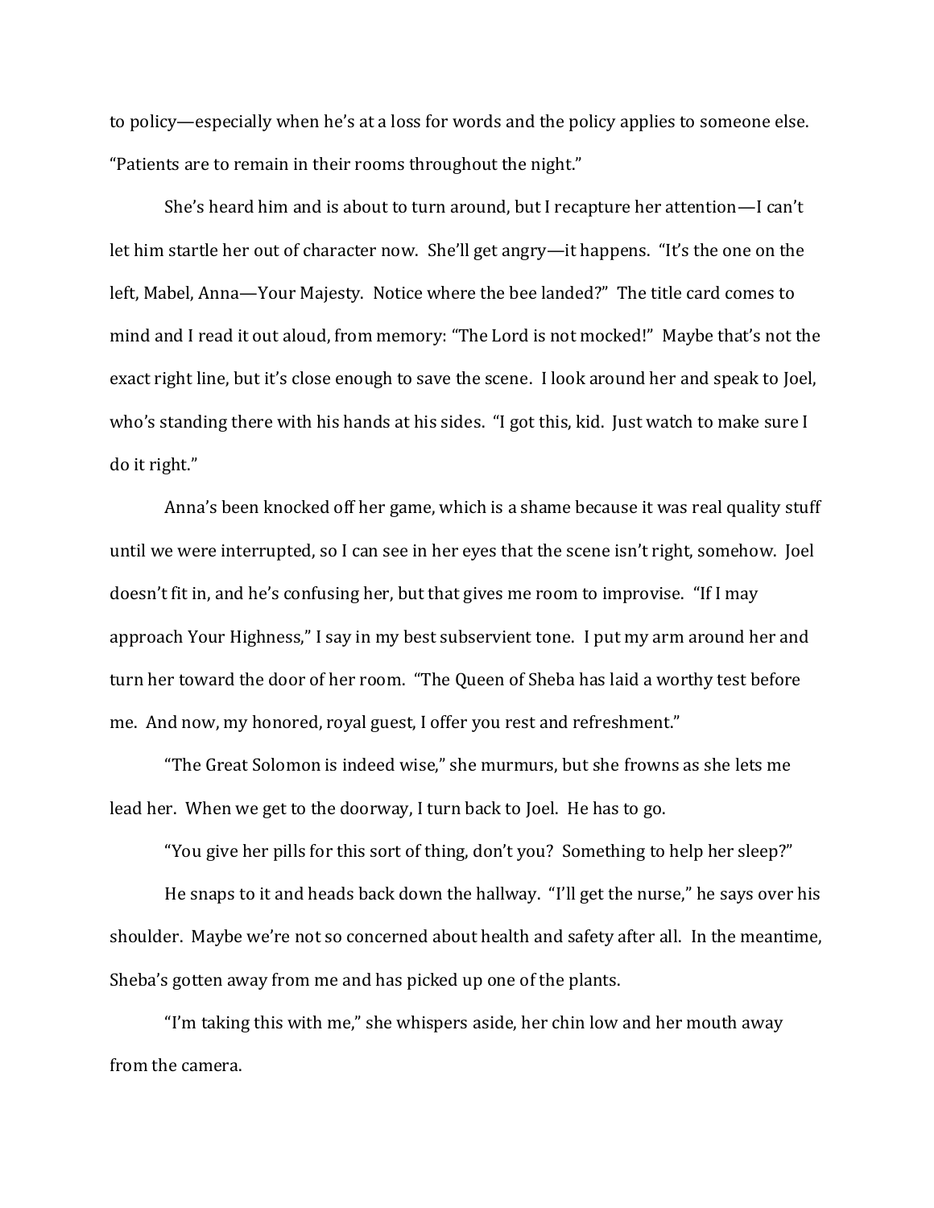to policy—especially when he's at a loss for words and the policy applies to someone else. "Patients are to remain in their rooms throughout the night."

She's heard him and is about to turn around, but I recapture her attention—I can't let him startle her out of character now. She'll get angry—it happens. "It's the one on the left, Mabel, Anna—Your Majesty. Notice where the bee landed?" The title card comes to mind and I read it out aloud, from memory: "The Lord is not mocked!" Maybe that's not the exact right line, but it's close enough to save the scene. I look around her and speak to Joel, who's standing there with his hands at his sides. "I got this, kid. Just watch to make sure I do it right."

Anna's been knocked off her game, which is a shame because it was real quality stuff until we were interrupted, so I can see in her eyes that the scene isn't right, somehow. Joel doesn't fit in, and he's confusing her, but that gives me room to improvise. "If I may approach Your Highness," I say in my best subservient tone. I put my arm around her and turn her toward the door of her room. "The Queen of Sheba has laid a worthy test before me. And now, my honored, royal guest, I offer you rest and refreshment."

"The Great Solomon is indeed wise," she murmurs, but she frowns as she lets me lead her. When we get to the doorway, I turn back to Joel. He has to go.

"You give her pills for this sort of thing, don't you? Something to help her sleep?"

He snaps to it and heads back down the hallway. "I'll get the nurse," he says over his shoulder. Maybe we're not so concerned about health and safety after all. In the meantime, Sheba's gotten away from me and has picked up one of the plants.

"I'm taking this with me," she whispers aside, her chin low and her mouth away from the camera.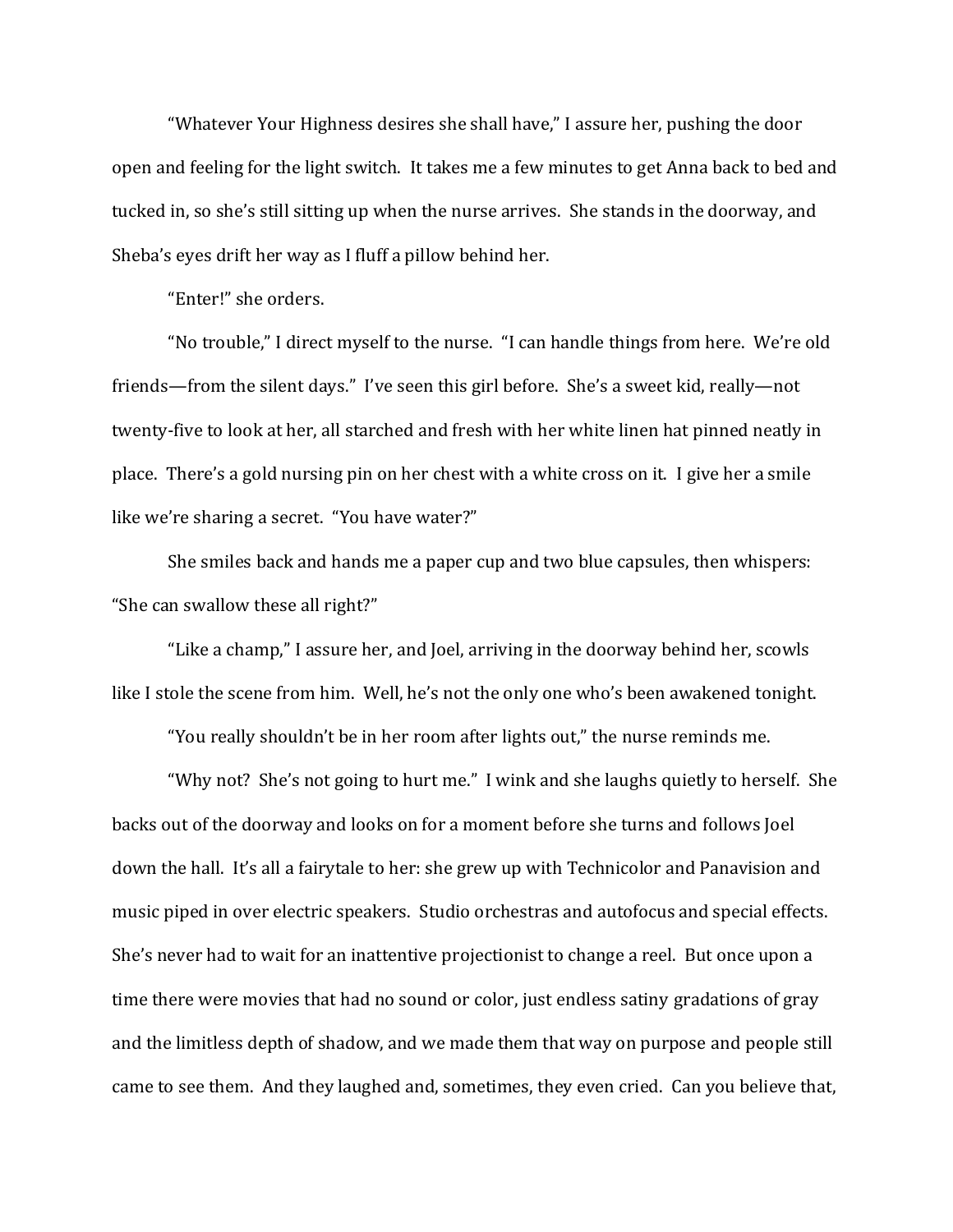"Whatever Your Highness desires she shall have," I assure her, pushing the door open and feeling for the light switch. It takes me a few minutes to get Anna back to bed and tucked in, so she's still sitting up when the nurse arrives. She stands in the doorway, and Sheba's eyes drift her way as I fluff a pillow behind her.

"Enter!" she orders.

"No trouble," I direct myself to the nurse. "I can handle things from here. We're old friends—from the silent days." I've seen this girl before. She's a sweet kid, really—not twenty-five to look at her, all starched and fresh with her white linen hat pinned neatly in place. There's a gold nursing pin on her chest with a white cross on it. I give her a smile like we're sharing a secret. "You have water?"

She smiles back and hands me a paper cup and two blue capsules, then whispers: "She can swallow these all right?"

"Like a champ," I assure her, and Joel, arriving in the doorway behind her, scowls like I stole the scene from him. Well, he's not the only one who's been awakened tonight.

"You really shouldn't be in her room after lights out," the nurse reminds me.

"Why not? She's not going to hurt me." I wink and she laughs quietly to herself. She backs out of the doorway and looks on for a moment before she turns and follows Joel down the hall. It's all a fairytale to her: she grew up with Technicolor and Panavision and music piped in over electric speakers. Studio orchestras and autofocus and special effects. She's never had to wait for an inattentive projectionist to change a reel. But once upon a time there were movies that had no sound or color, just endless satiny gradations of gray and the limitless depth of shadow, and we made them that way on purpose and people still came to see them. And they laughed and, sometimes, they even cried. Can you believe that,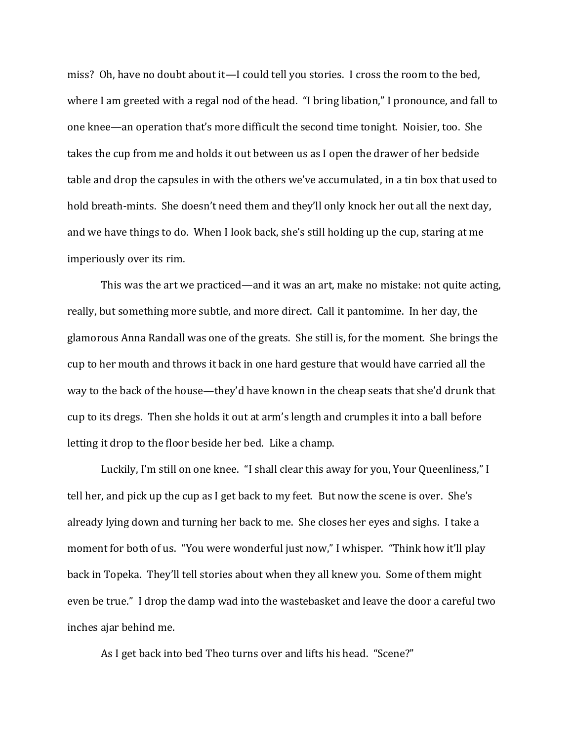miss? Oh, have no doubt about it—I could tell you stories. I cross the room to the bed, where I am greeted with a regal nod of the head. "I bring libation," I pronounce, and fall to one knee—an operation that's more difficult the second time tonight. Noisier, too. She takes the cup from me and holds it out between us as I open the drawer of her bedside table and drop the capsules in with the others we've accumulated, in a tin box that used to hold breath-mints. She doesn't need them and they'll only knock her out all the next day, and we have things to do. When I look back, she's still holding up the cup, staring at me imperiously over its rim.

This was the art we practiced—and it was an art, make no mistake: not quite acting, really, but something more subtle, and more direct. Call it pantomime. In her day, the glamorous Anna Randall was one of the greats. She still is, for the moment. She brings the cup to her mouth and throws it back in one hard gesture that would have carried all the way to the back of the house—they'd have known in the cheap seats that she'd drunk that cup to its dregs. Then she holds it out at arm's length and crumples it into a ball before letting it drop to the floor beside her bed. Like a champ.

Luckily, I'm still on one knee. "I shall clear this away for you, Your Queenliness," I tell her, and pick up the cup as I get back to my feet. But now the scene is over. She's already lying down and turning her back to me. She closes her eyes and sighs. I take a moment for both of us. "You were wonderful just now," I whisper. "Think how it'll play back in Topeka. They'll tell stories about when they all knew you. Some of them might even be true." I drop the damp wad into the wastebasket and leave the door a careful two inches ajar behind me.

As I get back into bed Theo turns over and lifts his head. "Scene?"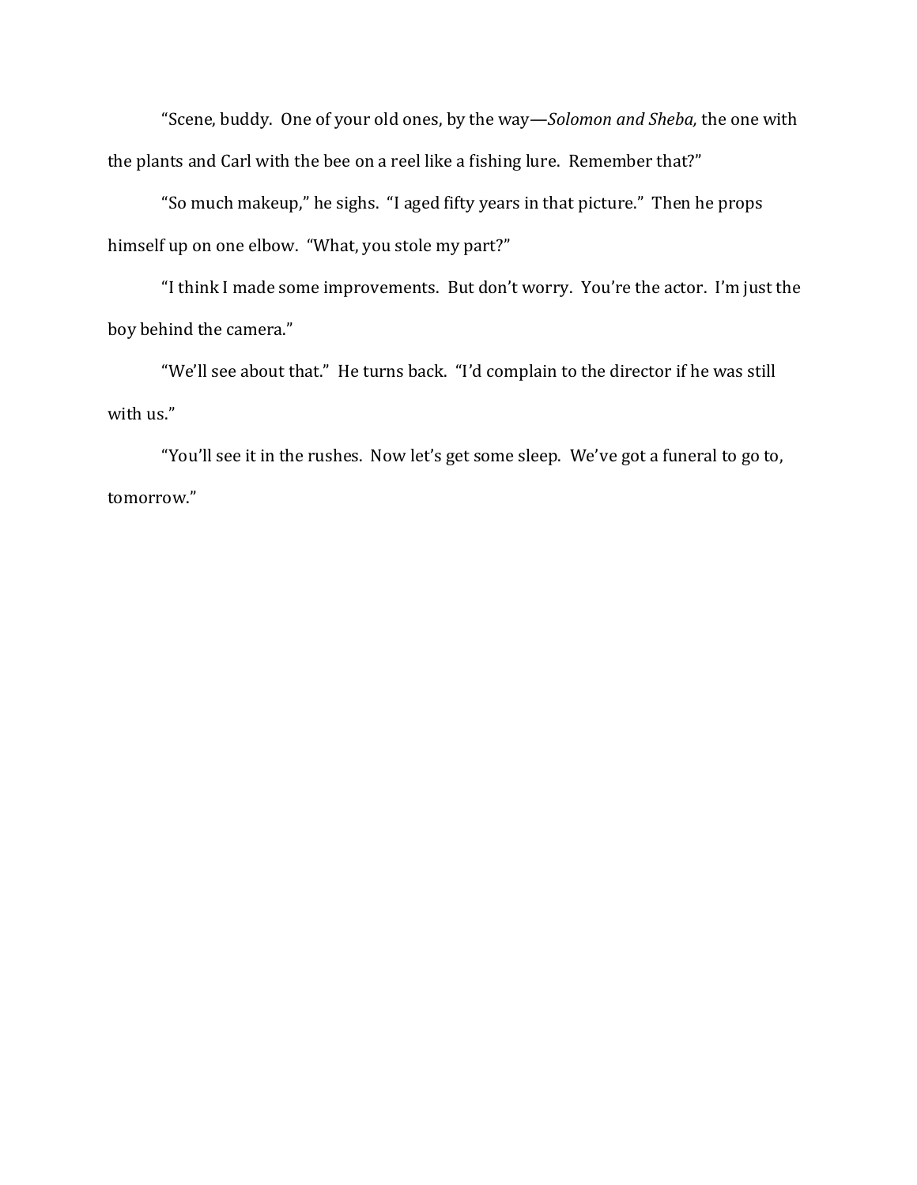"Scene, buddy. One of your old ones, by the way—*Solomon and Sheba,* the one with the plants and Carl with the bee on a reel like a fishing lure. Remember that?"

"So much makeup," he sighs. "I aged fifty years in that picture." Then he props himself up on one elbow. "What, you stole my part?"

"I think I made some improvements. But don't worry. You're the actor. I'm just the boy behind the camera."

"We'll see about that." He turns back. "I'd complain to the director if he was still with us."

"You'll see it in the rushes. Now let's get some sleep. We've got a funeral to go to, tomorrow."